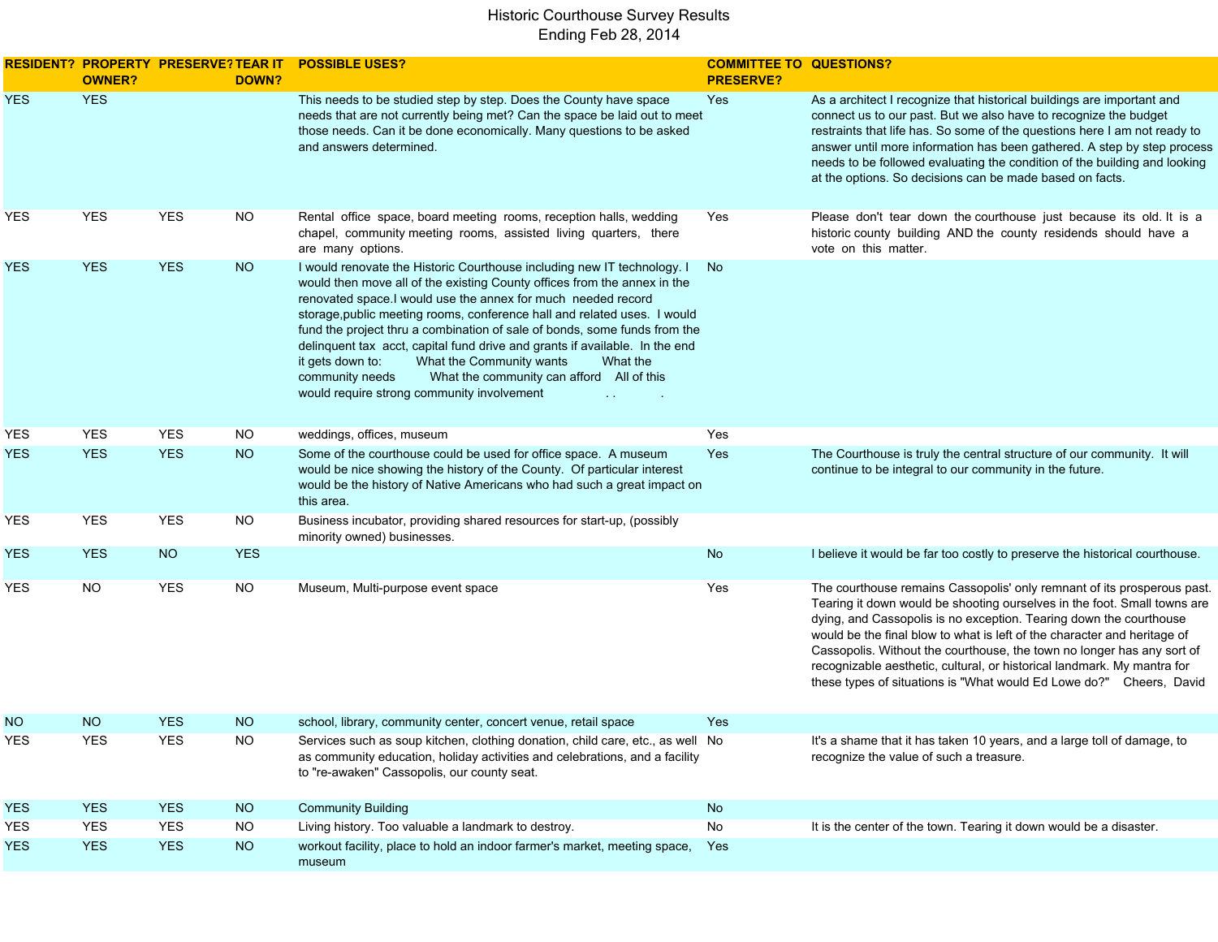# Historic Courthouse Survey Results
## Ending Feb 28, 2014

| RESIDENT? | PROPERTY OWNER? | PRESERVE? | TEAR IT DOWN? | POSSIBLE USES? | COMMITTEE TO PRESERVE? | QUESTIONS? |
|---|---|---|---|---|---|---|
| YES | YES | | | This needs to be studied step by step. Does the County have space needs that are not currently being met? Can the space be laid out to meet those needs. Can it be done economically. Many questions to be asked and answers determined. | Yes | As a architect I recognize that historical buildings are important and connect us to our past. But we also have to recognize the budget restraints that life has. So some of the questions here I am not ready to answer until more information has been gathered. A step by step process needs to be followed evaluating the condition of the building and looking at the options. So decisions can be made based on facts. |
| YES | YES | YES | NO | Rental office space, board meeting rooms, reception halls, wedding chapel, community meeting rooms, assisted living quarters, there are many options. | Yes | Please don't tear down the courthouse just because its old. It is a historic county building AND the county residends should have a vote on this matter. |
| YES | YES | YES | NO | I would renovate the Historic Courthouse including new IT technology. I would then move all of the existing County offices from the annex in the renovated space.I would use the annex for much needed record storage,public meeting rooms, conference hall and related uses. I would fund the project thru a combination of sale of bonds, some funds from the delinquent tax acct, capital fund drive and grants if available. In the end it gets down to: What the Community wants What the community needs What the community can afford All of this would require strong community involvement . . . | No | |
| YES | YES | YES | NO | weddings, offices, museum | Yes | |
| YES | YES | YES | NO | Some of the courthouse could be used for office space. A museum would be nice showing the history of the County. Of particular interest would be the history of Native Americans who had such a great impact on this area. | Yes | The Courthouse is truly the central structure of our community. It will continue to be integral to our community in the future. |
| YES | YES | YES | NO | Business incubator, providing shared resources for start-up, (possibly minority owned) businesses. | | |
| YES | YES | NO | YES | | No | I believe it would be far too costly to preserve the historical courthouse. |
| YES | NO | YES | NO | Museum, Multi-purpose event space | Yes | The courthouse remains Cassopolis' only remnant of its prosperous past. Tearing it down would be shooting ourselves in the foot. Small towns are dying, and Cassopolis is no exception. Tearing down the courthouse would be the final blow to what is left of the character and heritage of Cassopolis. Without the courthouse, the town no longer has any sort of recognizable aesthetic, cultural, or historical landmark. My mantra for these types of situations is "What would Ed Lowe do?" Cheers, David |
| NO | NO | YES | NO | school, library, community center, concert venue, retail space | Yes | |
| YES | YES | YES | NO | Services such as soup kitchen, clothing donation, child care, etc., as well as community education, holiday activities and celebrations, and a facility to "re-awaken" Cassopolis, our county seat. | No | It's a shame that it has taken 10 years, and a large toll of damage, to recognize the value of such a treasure. |
| YES | YES | YES | NO | Community Building | No | |
| YES | YES | YES | NO | Living history. Too valuable a landmark to destroy. | No | It is the center of the town. Tearing it down would be a disaster. |
| YES | YES | YES | NO | workout facility, place to hold an indoor farmer's market, meeting space, museum | Yes | |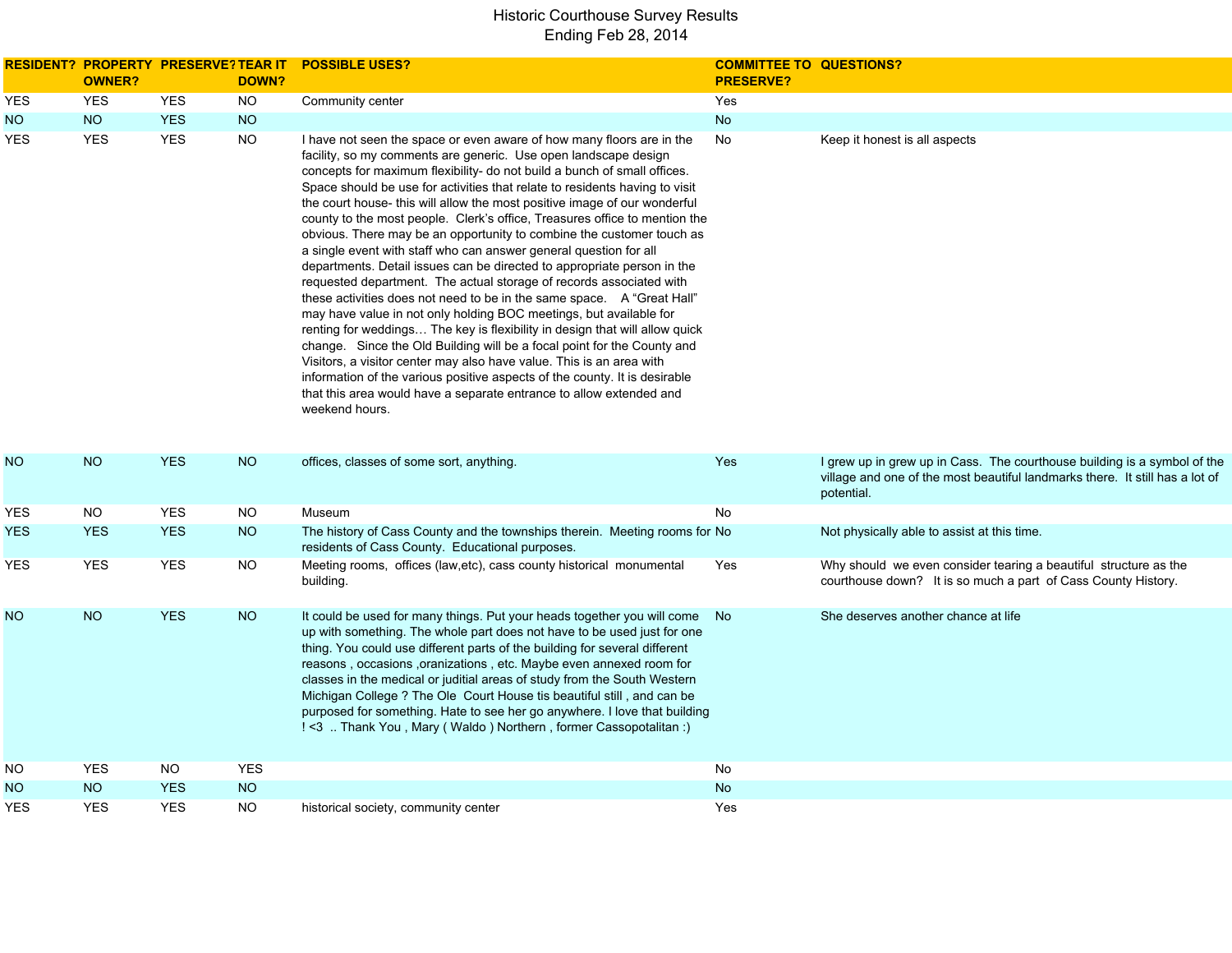# Historic Courthouse Survey Results
## Ending Feb 28, 2014

| RESIDENT? | PROPERTY OWNER? | PRESERVE? | TEAR IT DOWN? | POSSIBLE USES? | COMMITTEE TO PRESERVE? | QUESTIONS? |
|---|---|---|---|---|---|---|
| YES | YES | YES | NO | Community center | Yes | |
| NO | NO | YES | NO | | No | |
| YES | YES | YES | NO | I have not seen the space or even aware of how many floors are in the facility, so my comments are generic. Use open landscape design concepts for maximum flexibility- do not build a bunch of small offices. Space should be use for activities that relate to residents having to visit the court house- this will allow the most positive image of our wonderful county to the most people. Clerk's office, Treasures office to mention the obvious. There may be an opportunity to combine the customer touch as a single event with staff who can answer general question for all departments. Detail issues can be directed to appropriate person in the requested department. The actual storage of records associated with these activities does not need to be in the same space. A "Great Hall" may have value in not only holding BOC meetings, but available for renting for weddings… The key is flexibility in design that will allow quick change. Since the Old Building will be a focal point for the County and Visitors, a visitor center may also have value. This is an area with information of the various positive aspects of the county. It is desirable that this area would have a separate entrance to allow extended and weekend hours. | No | Keep it honest is all aspects |
| NO | NO | YES | NO | offices, classes of some sort, anything. | Yes | I grew up in grew up in Cass. The courthouse building is a symbol of the village and one of the most beautiful landmarks there. It still has a lot of potential. |
| YES | NO | YES | NO | Museum | No | |
| YES | YES | YES | NO | The history of Cass County and the townships therein. Meeting rooms for residents of Cass County. Educational purposes. | No | Not physically able to assist at this time. |
| YES | YES | YES | NO | Meeting rooms, offices (law,etc), cass county historical monumental building. | Yes | Why should we even consider tearing a beautiful structure as the courthouse down? It is so much a part of Cass County History. |
| NO | NO | YES | NO | It could be used for many things. Put your heads together you will come up with something. The whole part does not have to be used just for one thing. You could use different parts of the building for several different reasons , occasions ,oranizations , etc. Maybe even annexed room for classes in the medical or juditial areas of study from the South Western Michigan College ? The Ole Court House tis beautiful still , and can be purposed for something. Hate to see her go anywhere. I love that building ! <3 .. Thank You , Mary ( Waldo ) Northern , former Cassopotalitan :) | No | She deserves another chance at life |
| NO | YES | NO | YES | | No | |
| NO | NO | YES | NO | | No | |
| YES | YES | YES | NO | historical society, community center | Yes | |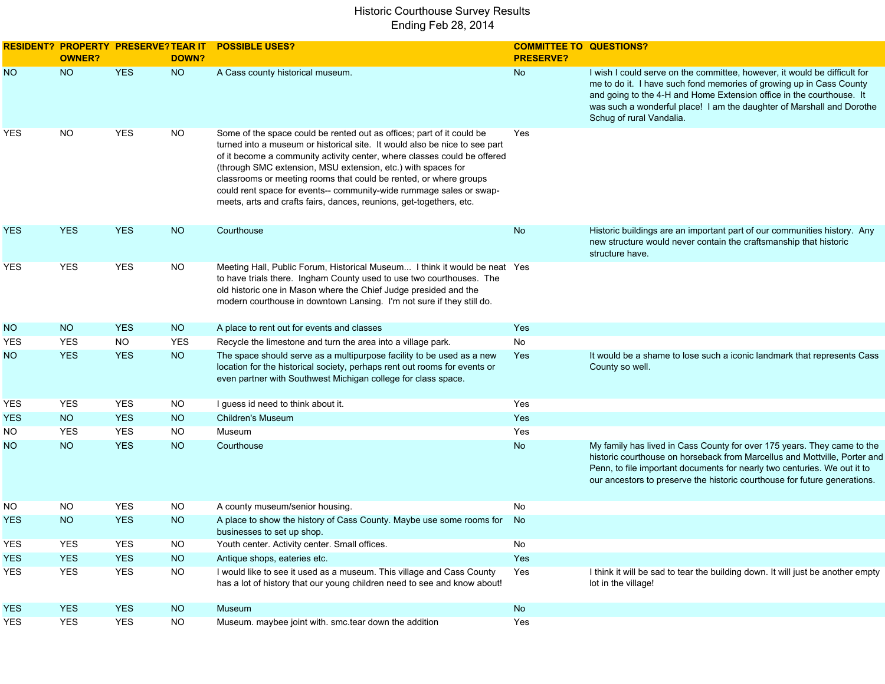# Historic Courthouse Survey Results

Ending Feb 28, 2014

| RESIDENT? | PROPERTY OWNER? | PRESERVE? | TEAR IT DOWN? | POSSIBLE USES? | COMMITTEE TO PRESERVE? | QUESTIONS? |
|---|---|---|---|---|---|---|
| NO | NO | YES | NO | A Cass county historical museum. | No | I wish I could serve on the committee, however, it would be difficult for me to do it. I have such fond memories of growing up in Cass County and going to the 4-H and Home Extension office in the courthouse. It was such a wonderful place! I am the daughter of Marshall and Dorothe Schug of rural Vandalia. |
| YES | NO | YES | NO | Some of the space could be rented out as offices; part of it could be turned into a museum or historical site. It would also be nice to see part of it become a community activity center, where classes could be offered (through SMC extension, MSU extension, etc.) with spaces for classrooms or meeting rooms that could be rented, or where groups could rent space for events-- community-wide rummage sales or swap-meets, arts and crafts fairs, dances, reunions, get-togethers, etc. | Yes | |
| YES | YES | YES | NO | Courthouse | No | Historic buildings are an important part of our communities history. Any new structure would never contain the craftsmanship that historic structure have. |
| YES | YES | YES | NO | Meeting Hall, Public Forum, Historical Museum... I think it would be neat to have trials there. Ingham County used to use two courthouses. The old historic one in Mason where the Chief Judge presided and the modern courthouse in downtown Lansing. I'm not sure if they still do. | Yes | |
| NO | NO | YES | NO | A place to rent out for events and classes | Yes | |
| YES | YES | NO | YES | Recycle the limestone and turn the area into a village park. | No | |
| NO | YES | YES | NO | The space should serve as a multipurpose facility to be used as a new location for the historical society, perhaps rent out rooms for events or even partner with Southwest Michigan college for class space. | Yes | It would be a shame to lose such a iconic landmark that represents Cass County so well. |
| YES | YES | YES | NO | I guess id need to think about it. | Yes | |
| YES | NO | YES | NO | Children's Museum | Yes | |
| NO | YES | YES | NO | Museum | Yes | |
| NO | NO | YES | NO | Courthouse | No | My family has lived in Cass County for over 175 years. They came to the historic courthouse on horseback from Marcellus and Mottville, Porter and Penn, to file important documents for nearly two centuries. We out it to our ancestors to preserve the historic courthouse for future generations. |
| NO | NO | YES | NO | A county museum/senior housing. | No | |
| YES | NO | YES | NO | A place to show the history of Cass County. Maybe use some rooms for businesses to set up shop. | No | |
| YES | YES | YES | NO | Youth center. Activity center. Small offices. | No | |
| YES | YES | YES | NO | Antique shops, eateries etc. | Yes | |
| YES | YES | YES | NO | I would like to see it used as a museum. This village and Cass County has a lot of history that our young children need to see and know about! | Yes | I think it will be sad to tear the building down. It will just be another empty lot in the village! |
| YES | YES | YES | NO | Museum | No | |
| YES | YES | YES | NO | Museum. maybee joint with. smc.tear down the addition | Yes | |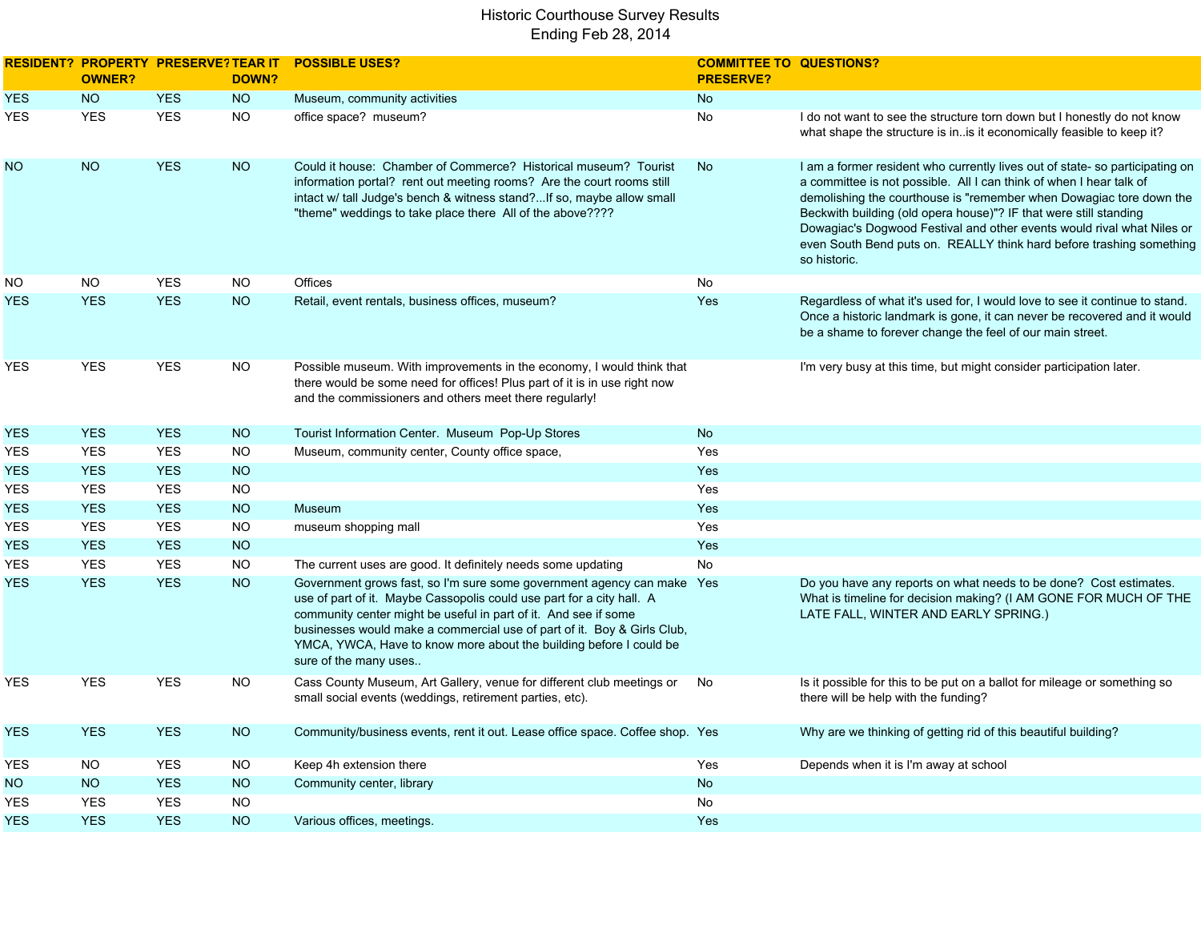# Historic Courthouse Survey Results

## Ending Feb 28, 2014

| RESIDENT? | PROPERTY OWNER? | PRESERVE? | TEAR IT DOWN? | POSSIBLE USES? | COMMITTEE TO PRESERVE? | QUESTIONS? |
|---|---|---|---|---|---|---|
| YES | NO | YES | NO | Museum, community activities | No | |
| YES | YES | YES | NO | office space? museum? | No | I do not want to see the structure torn down but I honestly do not know what shape the structure is in..is it economically feasible to keep it? |
| NO | NO | YES | NO | Could it house: Chamber of Commerce? Historical museum? Tourist information portal? rent out meeting rooms? Are the court rooms still intact w/ tall Judge's bench & witness stand?...If so, maybe allow small "theme" weddings to take place there All of the above???? | No | I am a former resident who currently lives out of state- so participating on a committee is not possible. All I can think of when I hear talk of demolishing the courthouse is "remember when Dowagiac tore down the Beckwith building (old opera house)"? IF that were still standing Dowagiac's Dogwood Festival and other events would rival what Niles or even South Bend puts on. REALLY think hard before trashing something so historic. |
| NO | NO | YES | NO | Offices | No | |
| YES | YES | YES | NO | Retail, event rentals, business offices, museum? | Yes | Regardless of what it's used for, I would love to see it continue to stand. Once a historic landmark is gone, it can never be recovered and it would be a shame to forever change the feel of our main street. |
| YES | YES | YES | NO | Possible museum. With improvements in the economy, I would think that there would be some need for offices! Plus part of it is in use right now and the commissioners and others meet there regularly! | | I'm very busy at this time, but might consider participation later. |
| YES | YES | YES | NO | Tourist Information Center. Museum Pop-Up Stores | No | |
| YES | YES | YES | NO | Museum, community center, County office space, | Yes | |
| YES | YES | YES | NO | | Yes | |
| YES | YES | YES | NO | | Yes | |
| YES | YES | YES | NO | Museum | Yes | |
| YES | YES | YES | NO | museum shopping mall | Yes | |
| YES | YES | YES | NO | | Yes | |
| YES | YES | YES | NO | The current uses are good. It definitely needs some updating | No | |
| YES | YES | YES | NO | Government grows fast, so I'm sure some government agency can make use of part of it. Maybe Cassopolis could use part for a city hall. A community center might be useful in part of it. And see if some businesses would make a commercial use of part of it. Boy & Girls Club, YMCA, YWCA, Have to know more about the building before I could be sure of the many uses.. | Yes | Do you have any reports on what needs to be done? Cost estimates. What is timeline for decision making? (I AM GONE FOR MUCH OF THE LATE FALL, WINTER AND EARLY SPRING.) |
| YES | YES | YES | NO | Cass County Museum, Art Gallery, venue for different club meetings or small social events (weddings, retirement parties, etc). | No | Is it possible for this to be put on a ballot for mileage or something so there will be help with the funding? |
| YES | YES | YES | NO | Community/business events, rent it out. Lease office space. Coffee shop. | Yes | Why are we thinking of getting rid of this beautiful building? |
| YES | NO | YES | NO | Keep 4h extension there | Yes | Depends when it is I'm away at school |
| NO | NO | YES | NO | Community center, library | No | |
| YES | YES | YES | NO | | No | |
| YES | YES | YES | NO | Various offices, meetings. | Yes | |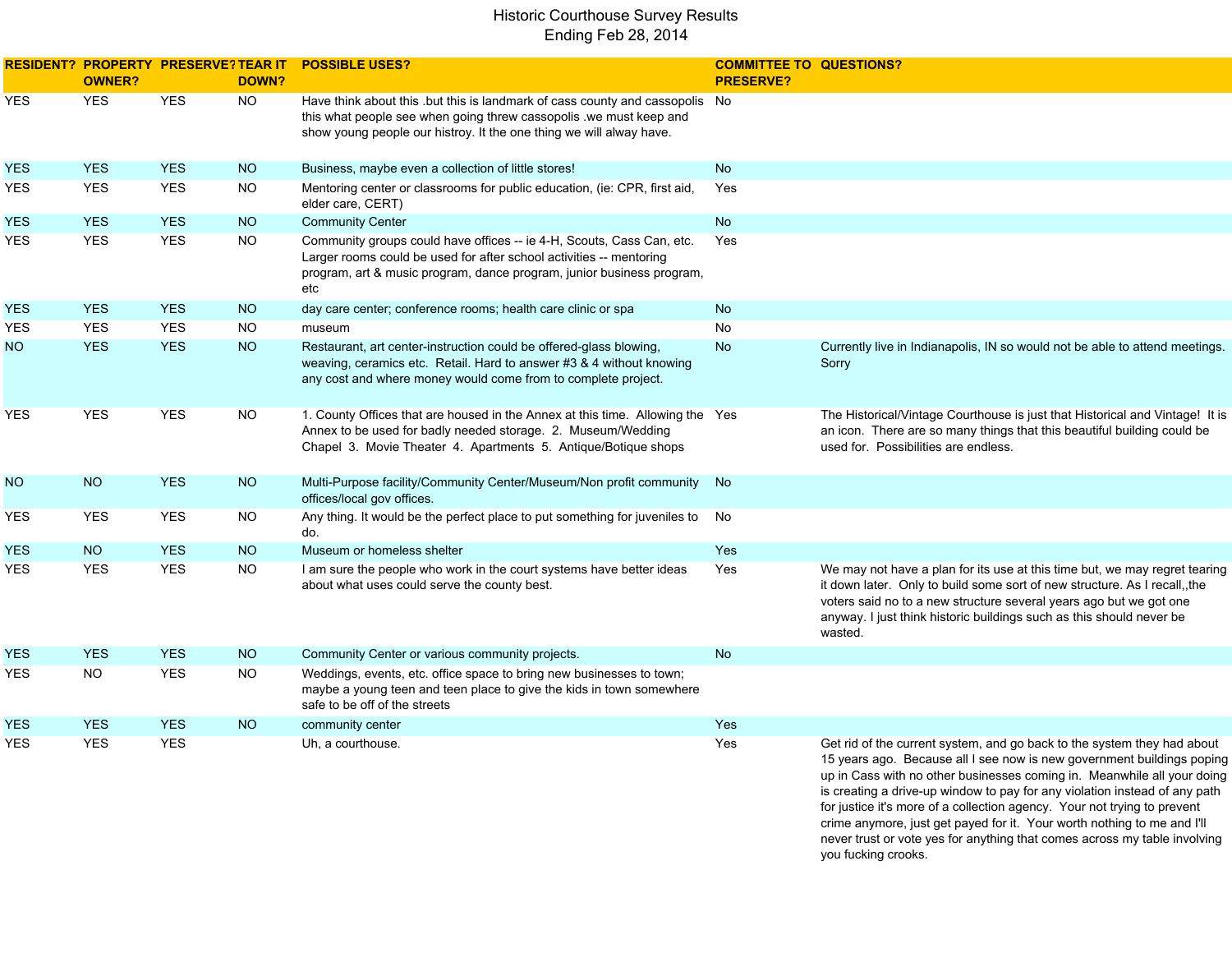# Historic Courthouse Survey Results
## Ending Feb 28, 2014

| RESIDENT? | PROPERTY OWNER? | PRESERVE? | TEAR IT DOWN? | POSSIBLE USES? | COMMITTEE TO PRESERVE? | QUESTIONS? |
|---|---|---|---|---|---|---|
| YES | YES | YES | NO | Have think about this .but this is landmark of cass county and cassopolis this what people see when going threw cassopolis .we must keep and show young people our histroy. It the one thing we will alway have. | No | |
| YES | YES | YES | NO | Business, maybe even a collection of little stores! | No | |
| YES | YES | YES | NO | Mentoring center or classrooms for public education, (ie: CPR, first aid, elder care, CERT) | Yes | |
| YES | YES | YES | NO | Community Center | No | |
| YES | YES | YES | NO | Community groups could have offices -- ie 4-H, Scouts, Cass Can, etc. Larger rooms could be used for after school activities -- mentoring program, art & music program, dance program, junior business program, etc | Yes | |
| YES | YES | YES | NO | day care center; conference rooms; health care clinic or spa | No | |
| YES | YES | YES | NO | museum | No | |
| NO | YES | YES | NO | Restaurant, art center-instruction could be offered-glass blowing, weaving, ceramics etc. Retail. Hard to answer #3 & 4 without knowing any cost and where money would come from to complete project. | No | Currently live in Indianapolis, IN so would not be able to attend meetings. Sorry |
| YES | YES | YES | NO | 1. County Offices that are housed in the Annex at this time. Allowing the Annex to be used for badly needed storage. 2. Museum/Wedding Chapel 3. Movie Theater 4. Apartments 5. Antique/Botique shops | Yes | The Historical/Vintage Courthouse is just that Historical and Vintage! It is an icon. There are so many things that this beautiful building could be used for. Possibilities are endless. |
| NO | NO | YES | NO | Multi-Purpose facility/Community Center/Museum/Non profit community offices/local gov offices. | No | |
| YES | YES | YES | NO | Any thing. It would be the perfect place to put something for juveniles to do. | No | |
| YES | NO | YES | NO | Museum or homeless shelter | Yes | |
| YES | YES | YES | NO | I am sure the people who work in the court systems have better ideas about what uses could serve the county best. | Yes | We may not have a plan for its use at this time but, we may regret tearing it down later. Only to build some sort of new structure. As I recall,,the voters said no to a new structure several years ago but we got one anyway. I just think historic buildings such as this should never be wasted. |
| YES | YES | YES | NO | Community Center or various community projects. | No | |
| YES | NO | YES | NO | Weddings, events, etc. office space to bring new businesses to town; maybe a young teen and teen place to give the kids in town somewhere safe to be off of the streets | | |
| YES | YES | YES | NO | community center | Yes | |
| YES | YES | YES | | Uh, a courthouse. | Yes | Get rid of the current system, and go back to the system they had about 15 years ago. Because all I see now is new government buildings poping up in Cass with no other businesses coming in. Meanwhile all your doing is creating a drive-up window to pay for any violation instead of any path for justice it's more of a collection agency. Your not trying to prevent crime anymore, just get payed for it. Your worth nothing to me and I'll never trust or vote yes for anything that comes across my table involving you fucking crooks. |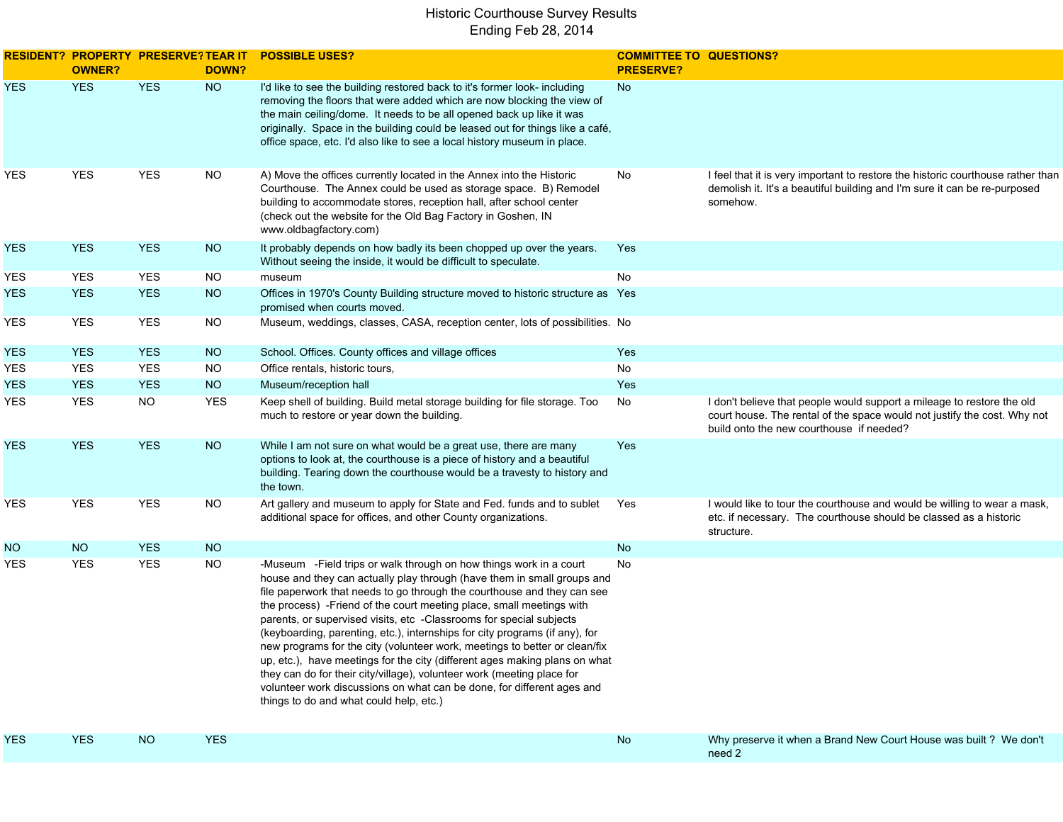# Historic Courthouse Survey Results
## Ending Feb 28, 2014

| RESIDENT? | PROPERTY OWNER? | PRESERVE? | TEAR IT DOWN? | POSSIBLE USES? | COMMITTEE TO PRESERVE? | QUESTIONS? |
|---|---|---|---|---|---|---|
| YES | YES | YES | NO | I'd like to see the building restored back to it's former look- including removing the floors that were added which are now blocking the view of the main ceiling/dome. It needs to be all opened back up like it was originally. Space in the building could be leased out for things like a café, office space, etc. I'd also like to see a local history museum in place. | No | |
| YES | YES | YES | NO | A) Move the offices currently located in the Annex into the Historic Courthouse. The Annex could be used as storage space. B) Remodel building to accommodate stores, reception hall, after school center (check out the website for the Old Bag Factory in Goshen, IN www.oldbagfactory.com) | No | I feel that it is very important to restore the historic courthouse rather than demolish it. It's a beautiful building and I'm sure it can be re-purposed somehow. |
| YES | YES | YES | NO | It probably depends on how badly its been chopped up over the years. Without seeing the inside, it would be difficult to speculate. | Yes | |
| YES | YES | YES | NO | museum | No | |
| YES | YES | YES | NO | Offices in 1970's County Building structure moved to historic structure as promised when courts moved. | Yes | |
| YES | YES | YES | NO | Museum, weddings, classes, CASA, reception center, lots of possibilities. | No | |
| YES | YES | YES | NO | School. Offices. County offices and village offices | Yes | |
| YES | YES | YES | NO | Office rentals, historic tours, | No | |
| YES | YES | YES | NO | Museum/reception hall | Yes | |
| YES | YES | NO | YES | Keep shell of building. Build metal storage building for file storage. Too much to restore or year down the building. | No | I don't believe that people would support a mileage to restore the old court house. The rental of the space would not justify the cost. Why not build onto the new courthouse if needed? |
| YES | YES | YES | NO | While I am not sure on what would be a great use, there are many options to look at, the courthouse is a piece of history and a beautiful building. Tearing down the courthouse would be a travesty to history and the town. | Yes | |
| YES | YES | YES | NO | Art gallery and museum to apply for State and Fed. funds and to sublet additional space for offices, and other County organizations. | Yes | I would like to tour the courthouse and would be willing to wear a mask, etc. if necessary. The courthouse should be classed as a historic structure. |
| NO | NO | YES | NO | | No | |
| YES | YES | YES | NO | -Museum -Field trips or walk through on how things work in a court house and they can actually play through (have them in small groups and file paperwork that needs to go through the courthouse and they can see the process) -Friend of the court meeting place, small meetings with parents, or supervised visits, etc -Classrooms for special subjects (keyboarding, parenting, etc.), internships for city programs (if any), for new programs for the city (volunteer work, meetings to better or clean/fix up, etc.), have meetings for the city (different ages making plans on what they can do for their city/village), volunteer work (meeting place for volunteer work discussions on what can be done, for different ages and things to do and what could help, etc.) | No | |
| YES | YES | NO | YES | | No | Why preserve it when a Brand New Court House was built ? We don't need 2 |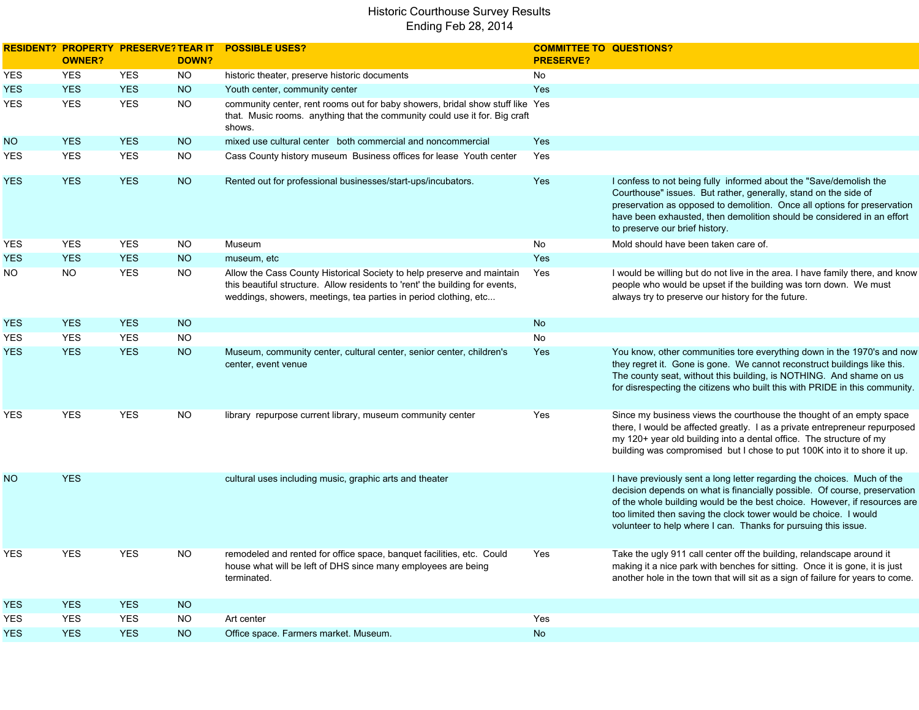Historic Courthouse Survey Results
Ending Feb 28, 2014

| RESIDENT? | PROPERTY OWNER? | PRESERVE? | TEAR IT DOWN? | POSSIBLE USES? | COMMITTEE TO PRESERVE? | QUESTIONS? |
|---|---|---|---|---|---|---|
| YES | YES | YES | NO | historic theater, preserve historic documents | No | |
| YES | YES | YES | NO | Youth center, community center | Yes | |
| YES | YES | YES | NO | community center, rent rooms out for baby showers, bridal show stuff like that. Music rooms. anything that the community could use it for. Big craft shows. | Yes | |
| NO | YES | YES | NO | mixed use cultural center both commercial and noncommercial | Yes | |
| YES | YES | YES | NO | Cass County history museum Business offices for lease Youth center | Yes | |
| YES | YES | YES | NO | Rented out for professional businesses/start-ups/incubators. | Yes | I confess to not being fully informed about the "Save/demolish the Courthouse" issues. But rather, generally, stand on the side of preservation as opposed to demolition. Once all options for preservation have been exhausted, then demolition should be considered in an effort to preserve our brief history. |
| YES | YES | YES | NO | Museum | No | Mold should have been taken care of. |
| YES | YES | YES | NO | museum, etc | Yes | |
| NO | NO | YES | NO | Allow the Cass County Historical Society to help preserve and maintain this beautiful structure. Allow residents to 'rent' the building for events, weddings, showers, meetings, tea parties in period clothing, etc... | Yes | I would be willing but do not live in the area. I have family there, and know people who would be upset if the building was torn down. We must always try to preserve our history for the future. |
| YES | YES | YES | NO | | No | |
| YES | YES | YES | NO | | No | |
| YES | YES | YES | NO | Museum, community center, cultural center, senior center, children's center, event venue | Yes | You know, other communities tore everything down in the 1970's and now they regret it. Gone is gone. We cannot reconstruct buildings like this. The county seat, without this building, is NOTHING. And shame on us for disrespecting the citizens who built this with PRIDE in this community. |
| YES | YES | YES | NO | library repurpose current library, museum community center | Yes | Since my business views the courthouse the thought of an empty space there, I would be affected greatly. I as a private entrepreneur repurposed my 120+ year old building into a dental office. The structure of my building was compromised but I chose to put 100K into it to shore it up. |
| NO | YES | | | cultural uses including music, graphic arts and theater | | I have previously sent a long letter regarding the choices. Much of the decision depends on what is financially possible. Of course, preservation of the whole building would be the best choice. However, if resources are too limited then saving the clock tower would be choice. I would volunteer to help where I can. Thanks for pursuing this issue. |
| YES | YES | YES | NO | remodeled and rented for office space, banquet facilities, etc. Could house what will be left of DHS since many employees are being terminated. | Yes | Take the ugly 911 call center off the building, relandscape around it making it a nice park with benches for sitting. Once it is gone, it is just another hole in the town that will sit as a sign of failure for years to come. |
| YES | YES | YES | NO | | | |
| YES | YES | YES | NO | Art center | Yes | |
| YES | YES | YES | NO | Office space. Farmers market. Museum. | No | |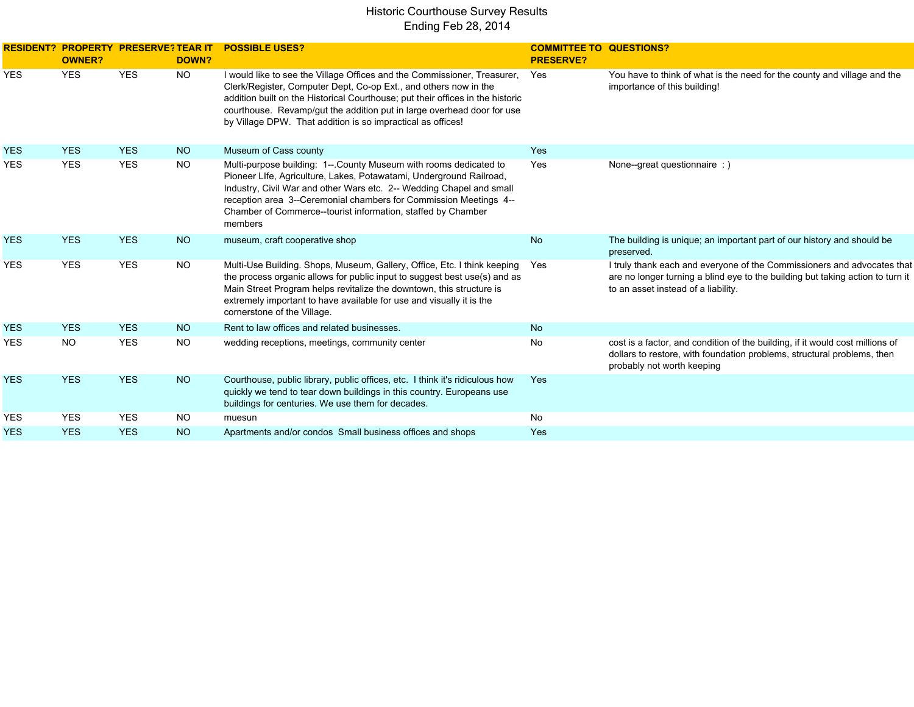# Historic Courthouse Survey Results
## Ending Feb 28, 2014

| RESIDENT? | PROPERTY OWNER? | PRESERVE? | TEAR IT DOWN? | POSSIBLE USES? | COMMITTEE TO PRESERVE? | QUESTIONS? |
|---|---|---|---|---|---|---|
| YES | YES | YES | NO | I would like to see the Village Offices and the Commissioner, Treasurer, Clerk/Register, Computer Dept, Co-op Ext., and others now in the addition built on the Historical Courthouse; put their offices in the historic courthouse. Revamp/gut the addition put in large overhead door for use by Village DPW. That addition is so impractical as offices! | Yes | You have to think of what is the need for the county and village and the importance of this building! |
| YES | YES | YES | NO | Museum of Cass county | Yes | |
| YES | YES | YES | NO | Multi-purpose building: 1--.County Museum with rooms dedicated to Pioneer LIfe, Agriculture, Lakes, Potawatami, Underground Railroad, Industry, Civil War and other Wars etc. 2-- Wedding Chapel and small reception area 3--Ceremonial chambers for Commission Meetings 4--Chamber of Commerce--tourist information, staffed by Chamber members | Yes | None--great questionnaire : ) |
| YES | YES | YES | NO | museum, craft cooperative shop | No | The building is unique; an important part of our history and should be preserved. |
| YES | YES | YES | NO | Multi-Use Building. Shops, Museum, Gallery, Office, Etc. I think keeping the process organic allows for public input to suggest best use(s) and as Main Street Program helps revitalize the downtown, this structure is extremely important to have available for use and visually it is the cornerstone of the Village. | Yes | I truly thank each and everyone of the Commissioners and advocates that are no longer turning a blind eye to the building but taking action to turn it to an asset instead of a liability. |
| YES | YES | YES | NO | Rent to law offices and related businesses. | No | |
| YES | NO | YES | NO | wedding receptions, meetings, community center | No | cost is a factor, and condition of the building, if it would cost millions of dollars to restore, with foundation problems, structural problems, then probably not worth keeping |
| YES | YES | YES | NO | Courthouse, public library, public offices, etc. I think it's ridiculous how quickly we tend to tear down buildings in this country. Europeans use buildings for centuries. We use them for decades. | Yes | |
| YES | YES | YES | NO | muesun | No | |
| YES | YES | YES | NO | Apartments and/or condos Small business offices and shops | Yes | |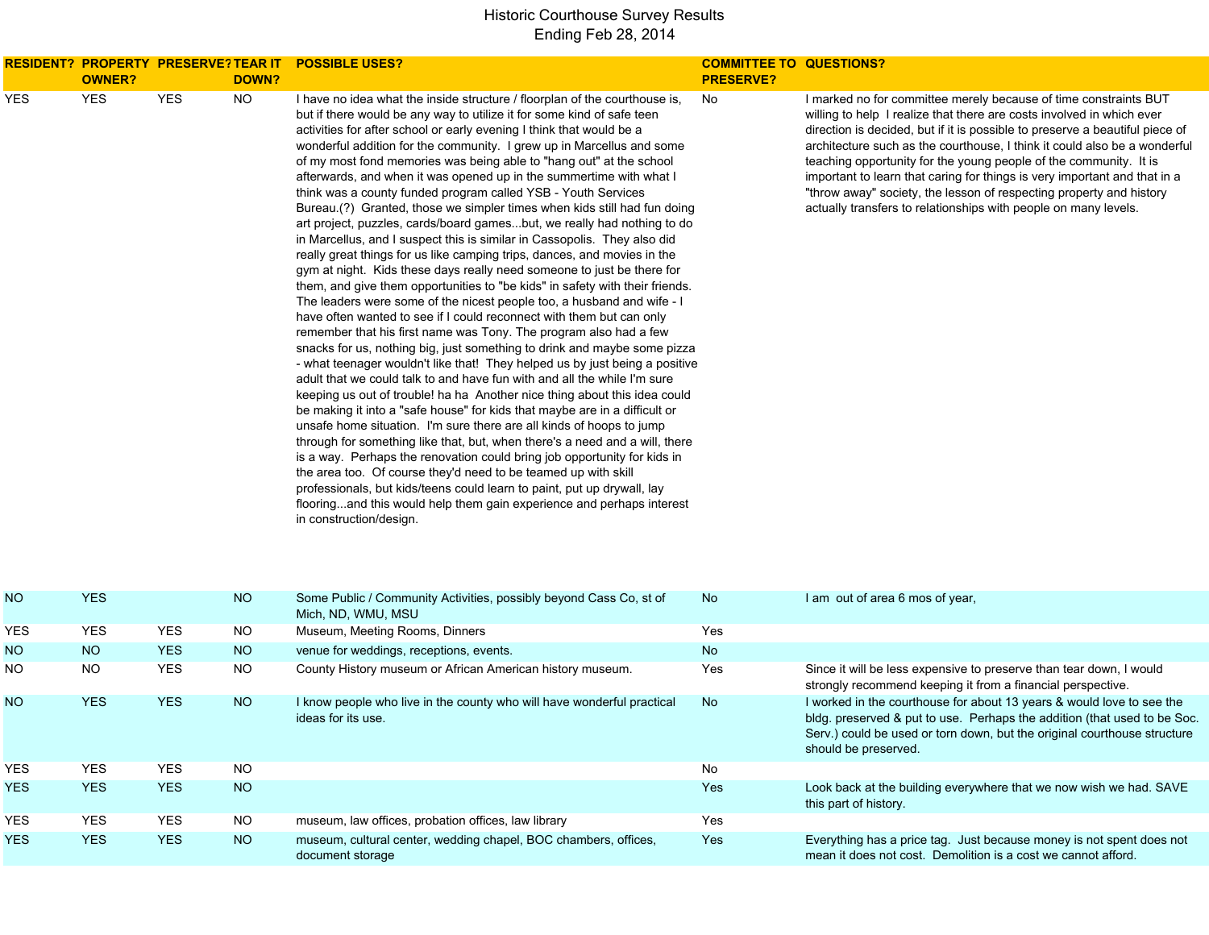# Historic Courthouse Survey Results
## Ending Feb 28, 2014

| RESIDENT? | PROPERTY OWNER? | PRESERVE? | TEAR IT DOWN? | POSSIBLE USES? | COMMITTEE TO PRESERVE? | QUESTIONS? |
|---|---|---|---|---|---|---|
| YES | YES | YES | NO | I have no idea what the inside structure / floorplan of the courthouse is, but if there would be any way to utilize it for some kind of safe teen activities for after school or early evening I think that would be a wonderful addition for the community. I grew up in Marcellus and some of my most fond memories was being able to "hang out" at the school afterwards, and when it was opened up in the summertime with what I think was a county funded program called YSB - Youth Services Bureau.(?) Granted, those we simpler times when kids still had fun doing art project, puzzles, cards/board games...but, we really had nothing to do in Marcellus, and I suspect this is similar in Cassopolis. They also did really great things for us like camping trips, dances, and movies in the gym at night. Kids these days really need someone to just be there for them, and give them opportunities to "be kids" in safety with their friends. The leaders were some of the nicest people too, a husband and wife - I have often wanted to see if I could reconnect with them but can only remember that his first name was Tony. The program also had a few snacks for us, nothing big, just something to drink and maybe some pizza - what teenager wouldn't like that! They helped us by just being a positive adult that we could talk to and have fun with and all the while I'm sure keeping us out of trouble! ha ha Another nice thing about this idea could be making it into a "safe house" for kids that maybe are in a difficult or unsafe home situation. I'm sure there are all kinds of hoops to jump through for something like that, but, when there's a need and a will, there is a way. Perhaps the renovation could bring job opportunity for kids in the area too. Of course they'd need to be teamed up with skill professionals, but kids/teens could learn to paint, put up drywall, lay flooring...and this would help them gain experience and perhaps interest in construction/design. | No | I marked no for committee merely because of time constraints BUT willing to help I realize that there are costs involved in which ever direction is decided, but if it is possible to preserve a beautiful piece of architecture such as the courthouse, I think it could also be a wonderful teaching opportunity for the young people of the community. It is important to learn that caring for things is very important and that in a "throw away" society, the lesson of respecting property and history actually transfers to relationships with people on many levels. |
| NO | YES | | NO | Some Public / Community Activities, possibly beyond Cass Co, st of Mich, ND, WMU, MSU | No | I am out of area 6 mos of year, |
| YES | YES | YES | NO | Museum, Meeting Rooms, Dinners | Yes | |
| NO | NO | YES | NO | venue for weddings, receptions, events. | No | |
| NO | NO | YES | NO | County History museum or African American history museum. | Yes | Since it will be less expensive to preserve than tear down, I would strongly recommend keeping it from a financial perspective. |
| NO | YES | YES | NO | I know people who live in the county who will have wonderful practical ideas for its use. | No | I worked in the courthouse for about 13 years & would love to see the bldg. preserved & put to use. Perhaps the addition (that used to be Soc. Serv.) could be used or torn down, but the original courthouse structure should be preserved. |
| YES | YES | YES | NO | | No | |
| YES | YES | YES | NO | | Yes | Look back at the building everywhere that we now wish we had. SAVE this part of history. |
| YES | YES | YES | NO | museum, law offices, probation offices, law library | Yes | |
| YES | YES | YES | NO | museum, cultural center, wedding chapel, BOC chambers, offices, document storage | Yes | Everything has a price tag. Just because money is not spent does not mean it does not cost. Demolition is a cost we cannot afford. |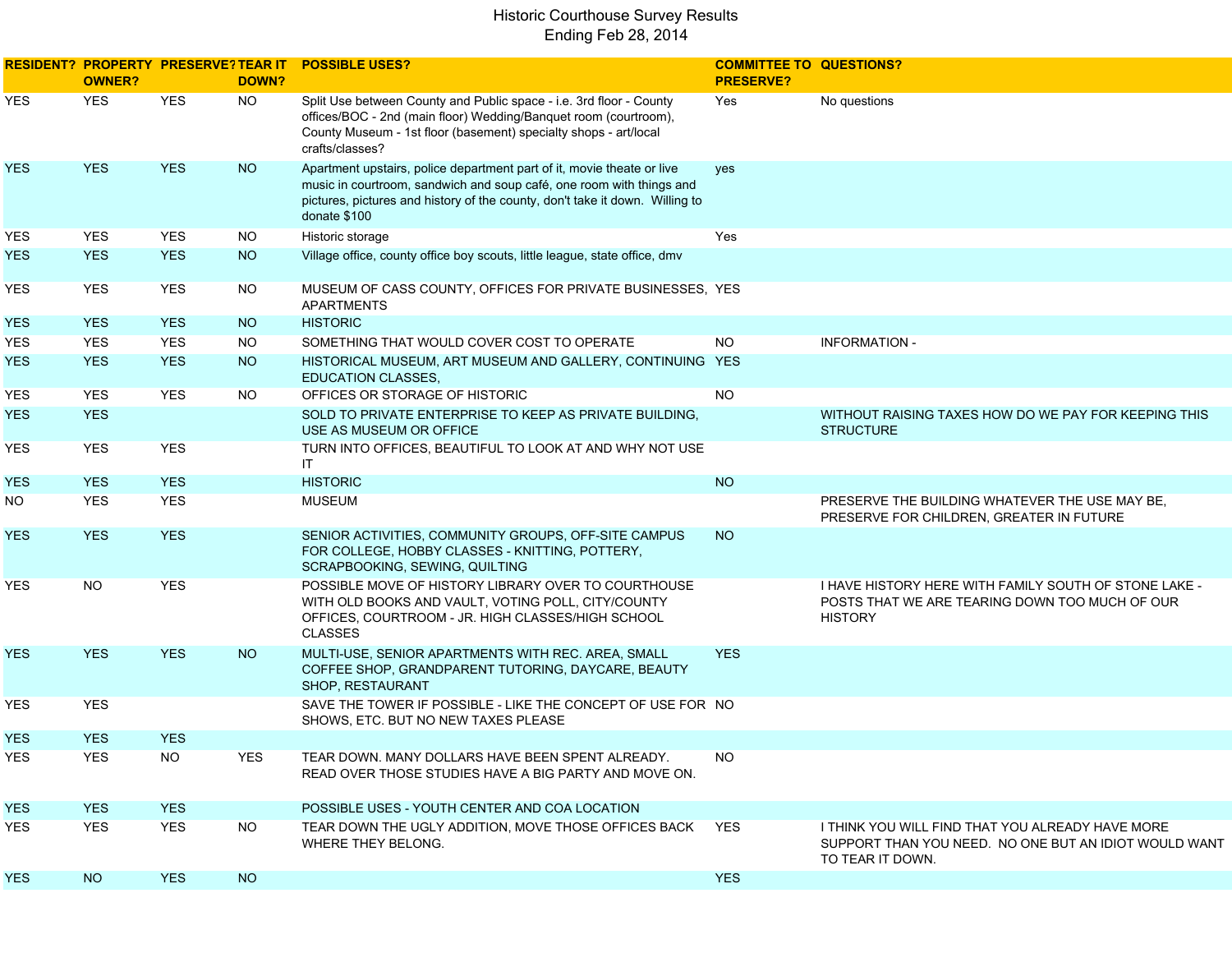# Historic Courthouse Survey Results
## Ending Feb 28, 2014

| RESIDENT? | PROPERTY OWNER? | PRESERVE? | TEAR IT DOWN? | POSSIBLE USES? | COMMITTEE TO PRESERVE? | QUESTIONS? |
|---|---|---|---|---|---|---|
| YES | YES | YES | NO | Split Use between County and Public space - i.e. 3rd floor - County offices/BOC - 2nd (main floor) Wedding/Banquet room (courtroom), County Museum - 1st floor (basement) specialty shops - art/local crafts/classes? | Yes | No questions |
| YES | YES | YES | NO | Apartment upstairs, police department part of it, movie theate or live music in courtroom, sandwich and soup café, one room with things and pictures, pictures and history of the county, don't take it down. Willing to donate $100 | yes | |
| YES | YES | YES | NO | Historic storage | Yes | |
| YES | YES | YES | NO | Village office, county office boy scouts, little league, state office, dmv | | |
| YES | YES | YES | NO | MUSEUM OF CASS COUNTY, OFFICES FOR PRIVATE BUSINESSES, APARTMENTS | YES | |
| YES | YES | YES | NO | HISTORIC | | |
| YES | YES | YES | NO | SOMETHING THAT WOULD COVER COST TO OPERATE | NO | INFORMATION - |
| YES | YES | YES | NO | HISTORICAL MUSEUM, ART MUSEUM AND GALLERY, CONTINUING EDUCATION CLASSES, | YES | |
| YES | YES | YES | NO | OFFICES OR STORAGE OF HISTORIC | NO | |
| YES | YES | | | SOLD TO PRIVATE ENTERPRISE TO KEEP AS PRIVATE BUILDING, USE AS MUSEUM OR OFFICE | | WITHOUT RAISING TAXES HOW DO WE PAY FOR KEEPING THIS STRUCTURE |
| YES | YES | YES | | TURN INTO OFFICES, BEAUTIFUL TO LOOK AT AND WHY NOT USE IT | | |
| YES | YES | YES | | HISTORIC | NO | |
| NO | YES | YES | | MUSEUM | | PRESERVE THE BUILDING WHATEVER THE USE MAY BE, PRESERVE FOR CHILDREN, GREATER IN FUTURE |
| YES | YES | YES | | SENIOR ACTIVITIES, COMMUNITY GROUPS, OFF-SITE CAMPUS FOR COLLEGE, HOBBY CLASSES - KNITTING, POTTERY, SCRAPBOOKING, SEWING, QUILTING | NO | |
| YES | NO | YES | | POSSIBLE MOVE OF HISTORY LIBRARY OVER TO COURTHOUSE WITH OLD BOOKS AND VAULT, VOTING POLL, CITY/COUNTY OFFICES, COURTROOM - JR. HIGH CLASSES/HIGH SCHOOL CLASSES | | I HAVE HISTORY HERE WITH FAMILY SOUTH OF STONE LAKE - POSTS THAT WE ARE TEARING DOWN TOO MUCH OF OUR HISTORY |
| YES | YES | YES | NO | MULTI-USE, SENIOR APARTMENTS WITH REC. AREA, SMALL COFFEE SHOP, GRANDPARENT TUTORING, DAYCARE, BEAUTY SHOP, RESTAURANT | YES | |
| YES | YES | | | SAVE THE TOWER IF POSSIBLE - LIKE THE CONCEPT OF USE FOR SHOWS, ETC. BUT NO NEW TAXES PLEASE | NO | |
| YES | YES | YES | | | | |
| YES | YES | NO | YES | TEAR DOWN. MANY DOLLARS HAVE BEEN SPENT ALREADY. READ OVER THOSE STUDIES HAVE A BIG PARTY AND MOVE ON. | NO | |
| YES | YES | YES | | POSSIBLE USES - YOUTH CENTER AND COA LOCATION | | |
| YES | YES | YES | NO | TEAR DOWN THE UGLY ADDITION, MOVE THOSE OFFICES BACK WHERE THEY BELONG. | YES | I THINK YOU WILL FIND THAT YOU ALREADY HAVE MORE SUPPORT THAN YOU NEED. NO ONE BUT AN IDIOT WOULD WANT TO TEAR IT DOWN. |
| YES | NO | YES | NO | | YES | |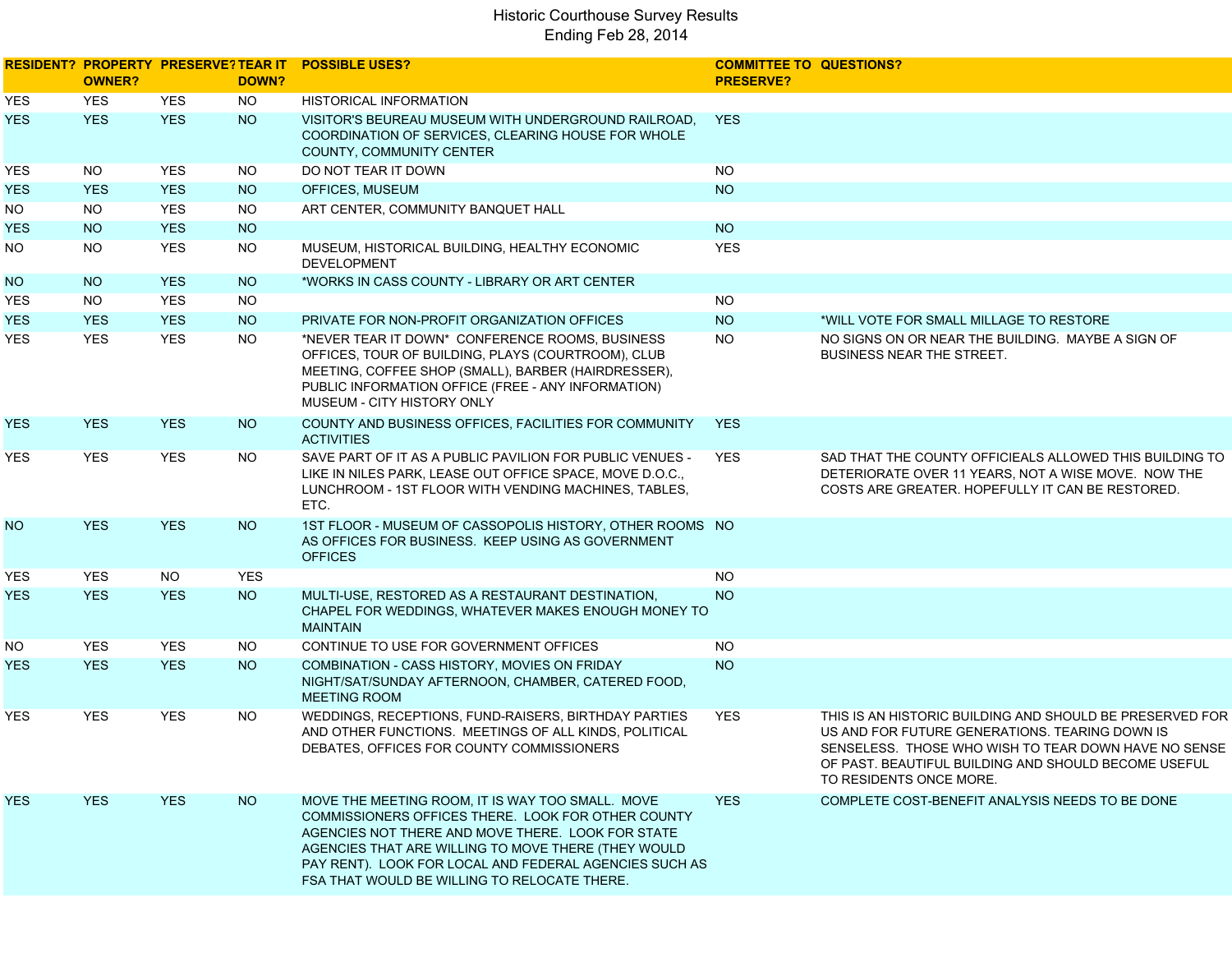# Historic Courthouse Survey Results
## Ending Feb 28, 2014

| RESIDENT? | PROPERTY OWNER? | PRESERVE? | TEAR IT DOWN? | POSSIBLE USES? | COMMITTEE TO PRESERVE? | QUESTIONS? |
|---|---|---|---|---|---|---|
| YES | YES | YES | NO | HISTORICAL INFORMATION | | |
| YES | YES | YES | NO | VISITOR'S BEUREAU MUSEUM WITH UNDERGROUND RAILROAD, COORDINATION OF SERVICES, CLEARING HOUSE FOR WHOLE COUNTY, COMMUNITY CENTER | YES | |
| YES | NO | YES | NO | DO NOT TEAR IT DOWN | NO | |
| YES | YES | YES | NO | OFFICES, MUSEUM | NO | |
| NO | NO | YES | NO | ART CENTER, COMMUNITY BANQUET HALL | | |
| YES | NO | YES | NO | | NO | |
| NO | NO | YES | NO | MUSEUM, HISTORICAL BUILDING, HEALTHY ECONOMIC DEVELOPMENT | YES | |
| NO | NO | YES | NO | *WORKS IN CASS COUNTY - LIBRARY OR ART CENTER | | |
| YES | NO | YES | NO | | NO | |
| YES | YES | YES | NO | PRIVATE FOR NON-PROFIT ORGANIZATION OFFICES | NO | *WILL VOTE FOR SMALL MILLAGE TO RESTORE |
| YES | YES | YES | NO | *NEVER TEAR IT DOWN* CONFERENCE ROOMS, BUSINESS OFFICES, TOUR OF BUILDING, PLAYS (COURTROOM), CLUB MEETING, COFFEE SHOP (SMALL), BARBER (HAIRDRESSER), PUBLIC INFORMATION OFFICE (FREE - ANY INFORMATION) MUSEUM - CITY HISTORY ONLY | NO | NO SIGNS ON OR NEAR THE BUILDING. MAYBE A SIGN OF BUSINESS NEAR THE STREET. |
| YES | YES | YES | NO | COUNTY AND BUSINESS OFFICES, FACILITIES FOR COMMUNITY ACTIVITIES | YES | |
| YES | YES | YES | NO | SAVE PART OF IT AS A PUBLIC PAVILION FOR PUBLIC VENUES - LIKE IN NILES PARK, LEASE OUT OFFICE SPACE, MOVE D.O.C., LUNCHROOM - 1ST FLOOR WITH VENDING MACHINES, TABLES, ETC. | YES | SAD THAT THE COUNTY OFFICIEALS ALLOWED THIS BUILDING TO DETERIORATE OVER 11 YEARS, NOT A WISE MOVE. NOW THE COSTS ARE GREATER. HOPEFULLY IT CAN BE RESTORED. |
| NO | YES | YES | NO | 1ST FLOOR - MUSEUM OF CASSOPOLIS HISTORY, OTHER ROOMS AS OFFICES FOR BUSINESS. KEEP USING AS GOVERNMENT OFFICES | NO | |
| YES | YES | NO | YES | | NO | |
| YES | YES | YES | NO | MULTI-USE, RESTORED AS A RESTAURANT DESTINATION, CHAPEL FOR WEDDINGS, WHATEVER MAKES ENOUGH MONEY TO MAINTAIN | NO | |
| NO | YES | YES | NO | CONTINUE TO USE FOR GOVERNMENT OFFICES | NO | |
| YES | YES | YES | NO | COMBINATION - CASS HISTORY, MOVIES ON FRIDAY NIGHT/SAT/SUNDAY AFTERNOON, CHAMBER, CATERED FOOD, MEETING ROOM | NO | |
| YES | YES | YES | NO | WEDDINGS, RECEPTIONS, FUND-RAISERS, BIRTHDAY PARTIES AND OTHER FUNCTIONS. MEETINGS OF ALL KINDS, POLITICAL DEBATES, OFFICES FOR COUNTY COMMISSIONERS | YES | THIS IS AN HISTORIC BUILDING AND SHOULD BE PRESERVED FOR US AND FOR FUTURE GENERATIONS. TEARING DOWN IS SENSELESS. THOSE WHO WISH TO TEAR DOWN HAVE NO SENSE OF PAST. BEAUTIFUL BUILDING AND SHOULD BECOME USEFUL TO RESIDENTS ONCE MORE. |
| YES | YES | YES | NO | MOVE THE MEETING ROOM, IT IS WAY TOO SMALL. MOVE COMMISSIONERS OFFICES THERE. LOOK FOR OTHER COUNTY AGENCIES NOT THERE AND MOVE THERE. LOOK FOR STATE AGENCIES THAT ARE WILLING TO MOVE THERE (THEY WOULD PAY RENT). LOOK FOR LOCAL AND FEDERAL AGENCIES SUCH AS FSA THAT WOULD BE WILLING TO RELOCATE THERE. | YES | COMPLETE COST-BENEFIT ANALYSIS NEEDS TO BE DONE |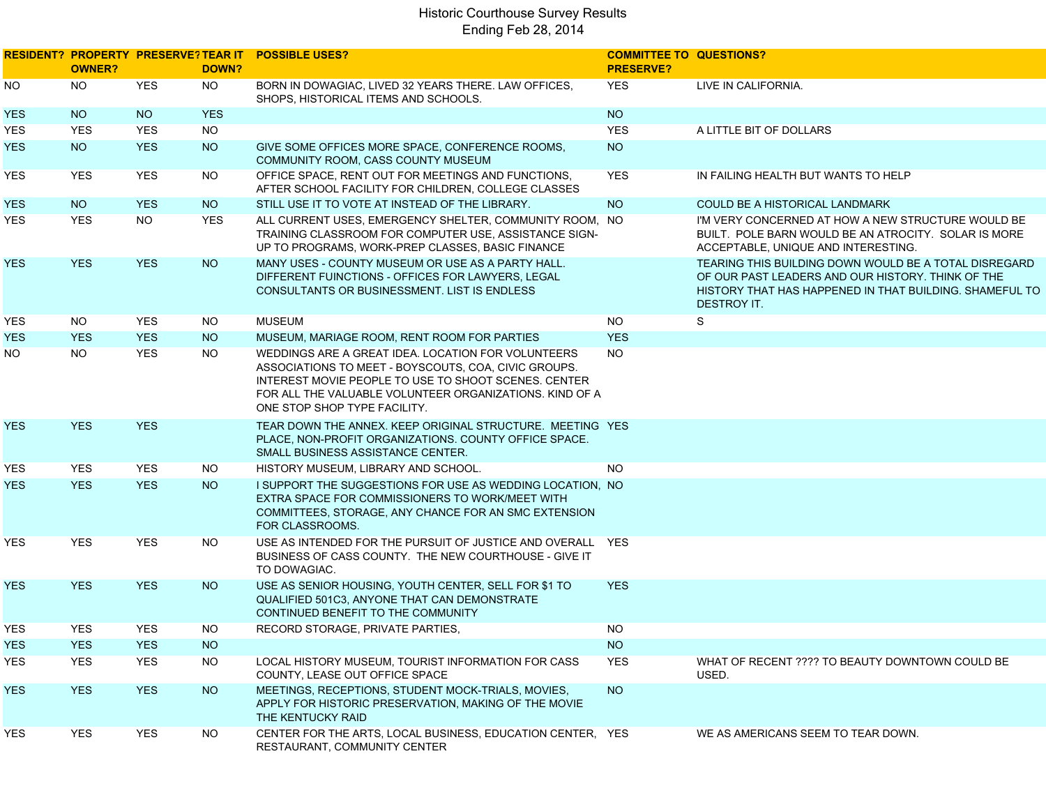# Historic Courthouse Survey Results

Ending Feb 28, 2014

| RESIDENT? | PROPERTY OWNER? | PRESERVE? | TEAR IT DOWN? | POSSIBLE USES? | COMMITTEE TO PRESERVE? | QUESTIONS? |
|---|---|---|---|---|---|---|
| NO | NO | YES | NO | BORN IN DOWAGIAC, LIVED 32 YEARS THERE. LAW OFFICES, SHOPS, HISTORICAL ITEMS AND SCHOOLS. | YES | LIVE IN CALIFORNIA. |
| YES | NO | NO | YES | | NO | |
| YES | YES | YES | NO | | YES | A LITTLE BIT OF DOLLARS |
| YES | NO | YES | NO | GIVE SOME OFFICES MORE SPACE, CONFERENCE ROOMS, COMMUNITY ROOM, CASS COUNTY MUSEUM | NO | |
| YES | YES | YES | NO | OFFICE SPACE, RENT OUT FOR MEETINGS AND FUNCTIONS, AFTER SCHOOL FACILITY FOR CHILDREN, COLLEGE CLASSES | YES | IN FAILING HEALTH BUT WANTS TO HELP |
| YES | NO | YES | NO | STILL USE IT TO VOTE AT INSTEAD OF THE LIBRARY. | NO | COULD BE A HISTORICAL LANDMARK |
| YES | YES | NO | YES | ALL CURRENT USES, EMERGENCY SHELTER, COMMUNITY ROOM, TRAINING CLASSROOM FOR COMPUTER USE, ASSISTANCE SIGN-UP TO PROGRAMS, WORK-PREP CLASSES, BASIC FINANCE | NO | I'M VERY CONCERNED AT HOW A NEW STRUCTURE WOULD BE BUILT. POLE BARN WOULD BE AN ATROCITY. SOLAR IS MORE ACCEPTABLE, UNIQUE AND INTERESTING. |
| YES | YES | YES | NO | MANY USES - COUNTY MUSEUM OR USE AS A PARTY HALL. DIFFERENT FUINCTIONS - OFFICES FOR LAWYERS, LEGAL CONSULTANTS OR BUSINESSMENT. LIST IS ENDLESS | | TEARING THIS BUILDING DOWN WOULD BE A TOTAL DISREGARD OF OUR PAST LEADERS AND OUR HISTORY. THINK OF THE HISTORY THAT HAS HAPPENED IN THAT BUILDING. SHAMEFUL TO DESTROY IT. |
| YES | NO | YES | NO | MUSEUM | NO | S |
| YES | YES | YES | NO | MUSEUM, MARIAGE ROOM, RENT ROOM FOR PARTIES | YES | |
| NO | NO | YES | NO | WEDDINGS ARE A GREAT IDEA. LOCATION FOR VOLUNTEERS ASSOCIATIONS TO MEET - BOYSCOUTS, COA, CIVIC GROUPS. INTEREST MOVIE PEOPLE TO USE TO SHOOT SCENES. CENTER FOR ALL THE VALUABLE VOLUNTEER ORGANIZATIONS. KIND OF A ONE STOP SHOP TYPE FACILITY. | NO | |
| YES | YES | YES | | TEAR DOWN THE ANNEX. KEEP ORIGINAL STRUCTURE. MEETING PLACE, NON-PROFIT ORGANIZATIONS. COUNTY OFFICE SPACE. SMALL BUSINESS ASSISTANCE CENTER. | YES | |
| YES | YES | YES | NO | HISTORY MUSEUM, LIBRARY AND SCHOOL. | NO | |
| YES | YES | YES | NO | I SUPPORT THE SUGGESTIONS FOR USE AS WEDDING LOCATION, EXTRA SPACE FOR COMMISSIONERS TO WORK/MEET WITH COMMITTEES, STORAGE, ANY CHANCE FOR AN SMC EXTENSION FOR CLASSROOMS. | NO | |
| YES | YES | YES | NO | USE AS INTENDED FOR THE PURSUIT OF JUSTICE AND OVERALL BUSINESS OF CASS COUNTY. THE NEW COURTHOUSE - GIVE IT TO DOWAGIAC. | YES | |
| YES | YES | YES | NO | USE AS SENIOR HOUSING, YOUTH CENTER, SELL FOR $1 TO QUALIFIED 501C3, ANYONE THAT CAN DEMONSTRATE CONTINUED BENEFIT TO THE COMMUNITY | YES | |
| YES | YES | YES | NO | RECORD STORAGE, PRIVATE PARTIES, | NO | |
| YES | YES | YES | NO | | NO | |
| YES | YES | YES | NO | LOCAL HISTORY MUSEUM, TOURIST INFORMATION FOR CASS COUNTY, LEASE OUT OFFICE SPACE | YES | WHAT OF RECENT ???? TO BEAUTY DOWNTOWN COULD BE USED. |
| YES | YES | YES | NO | MEETINGS, RECEPTIONS, STUDENT MOCK-TRIALS, MOVIES, APPLY FOR HISTORIC PRESERVATION, MAKING OF THE MOVIE THE KENTUCKY RAID | NO | |
| YES | YES | YES | NO | CENTER FOR THE ARTS, LOCAL BUSINESS, EDUCATION CENTER, RESTAURANT, COMMUNITY CENTER | YES | WE AS AMERICANS SEEM TO TEAR DOWN. |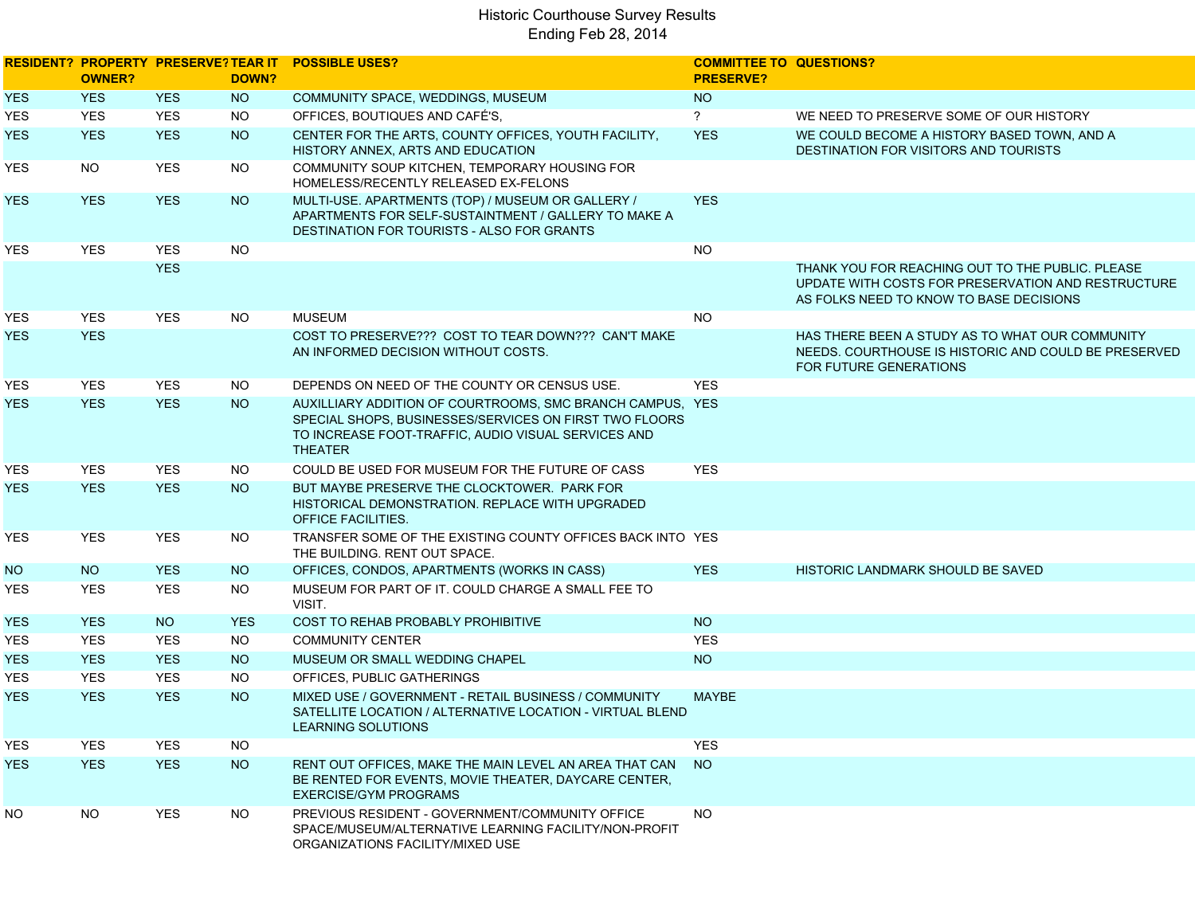# Historic Courthouse Survey Results
## Ending Feb 28, 2014

| RESIDENT? | PROPERTY OWNER? | PRESERVE? | TEAR IT DOWN? | POSSIBLE USES? | COMMITTEE TO PRESERVE? | QUESTIONS? |
|---|---|---|---|---|---|---|
| YES | YES | YES | NO | COMMUNITY SPACE, WEDDINGS, MUSEUM | NO | |
| YES | YES | YES | NO | OFFICES, BOUTIQUES AND CAFÉ'S, | ? | WE NEED TO PRESERVE SOME OF OUR HISTORY |
| YES | YES | YES | NO | CENTER FOR THE ARTS, COUNTY OFFICES, YOUTH FACILITY, HISTORY ANNEX, ARTS AND EDUCATION | YES | WE COULD BECOME A HISTORY BASED TOWN, AND A DESTINATION FOR VISITORS AND TOURISTS |
| YES | NO | YES | NO | COMMUNITY SOUP KITCHEN, TEMPORARY HOUSING FOR HOMELESS/RECENTLY RELEASED EX-FELONS | | |
| YES | YES | YES | NO | MULTI-USE. APARTMENTS (TOP) / MUSEUM OR GALLERY / APARTMENTS FOR SELF-SUSTAINTMENT / GALLERY TO MAKE A DESTINATION FOR TOURISTS - ALSO FOR GRANTS | YES | |
| YES | YES | YES | NO | | NO | |
| | | YES | | | | THANK YOU FOR REACHING OUT TO THE PUBLIC. PLEASE UPDATE WITH COSTS FOR PRESERVATION AND RESTRUCTURE AS FOLKS NEED TO KNOW TO BASE DECISIONS |
| YES | YES | YES | NO | MUSEUM | NO | |
| YES | YES | | | COST TO PRESERVE??? COST TO TEAR DOWN??? CAN'T MAKE AN INFORMED DECISION WITHOUT COSTS. | | HAS THERE BEEN A STUDY AS TO WHAT OUR COMMUNITY NEEDS. COURTHOUSE IS HISTORIC AND COULD BE PRESERVED FOR FUTURE GENERATIONS |
| YES | YES | YES | NO | DEPENDS ON NEED OF THE COUNTY OR CENSUS USE. | YES | |
| YES | YES | YES | NO | AUXILLIARY ADDITION OF COURTROOMS, SMC BRANCH CAMPUS, SPECIAL SHOPS, BUSINESSES/SERVICES ON FIRST TWO FLOORS TO INCREASE FOOT-TRAFFIC, AUDIO VISUAL SERVICES AND THEATER | YES | |
| YES | YES | YES | NO | COULD BE USED FOR MUSEUM FOR THE FUTURE OF CASS | YES | |
| YES | YES | YES | NO | BUT MAYBE PRESERVE THE CLOCKTOWER. PARK FOR HISTORICAL DEMONSTRATION. REPLACE WITH UPGRADED OFFICE FACILITIES. | | |
| YES | YES | YES | NO | TRANSFER SOME OF THE EXISTING COUNTY OFFICES BACK INTO THE BUILDING. RENT OUT SPACE. | YES | |
| NO | NO | YES | NO | OFFICES, CONDOS, APARTMENTS (WORKS IN CASS) | YES | HISTORIC LANDMARK SHOULD BE SAVED |
| YES | YES | YES | NO | MUSEUM FOR PART OF IT. COULD CHARGE A SMALL FEE TO VISIT. | | |
| YES | YES | NO | YES | COST TO REHAB PROBABLY PROHIBITIVE | NO | |
| YES | YES | YES | NO | COMMUNITY CENTER | YES | |
| YES | YES | YES | NO | MUSEUM OR SMALL WEDDING CHAPEL | NO | |
| YES | YES | YES | NO | OFFICES, PUBLIC GATHERINGS | | |
| YES | YES | YES | NO | MIXED USE / GOVERNMENT - RETAIL BUSINESS / COMMUNITY SATELLITE LOCATION / ALTERNATIVE LOCATION - VIRTUAL BLEND LEARNING SOLUTIONS | MAYBE | |
| YES | YES | YES | NO | | YES | |
| YES | YES | YES | NO | RENT OUT OFFICES, MAKE THE MAIN LEVEL AN AREA THAT CAN BE RENTED FOR EVENTS, MOVIE THEATER, DAYCARE CENTER, EXERCISE/GYM PROGRAMS | NO | |
| NO | NO | YES | NO | PREVIOUS RESIDENT - GOVERNMENT/COMMUNITY OFFICE SPACE/MUSEUM/ALTERNATIVE LEARNING FACILITY/NON-PROFIT ORGANIZATIONS FACILITY/MIXED USE | NO | |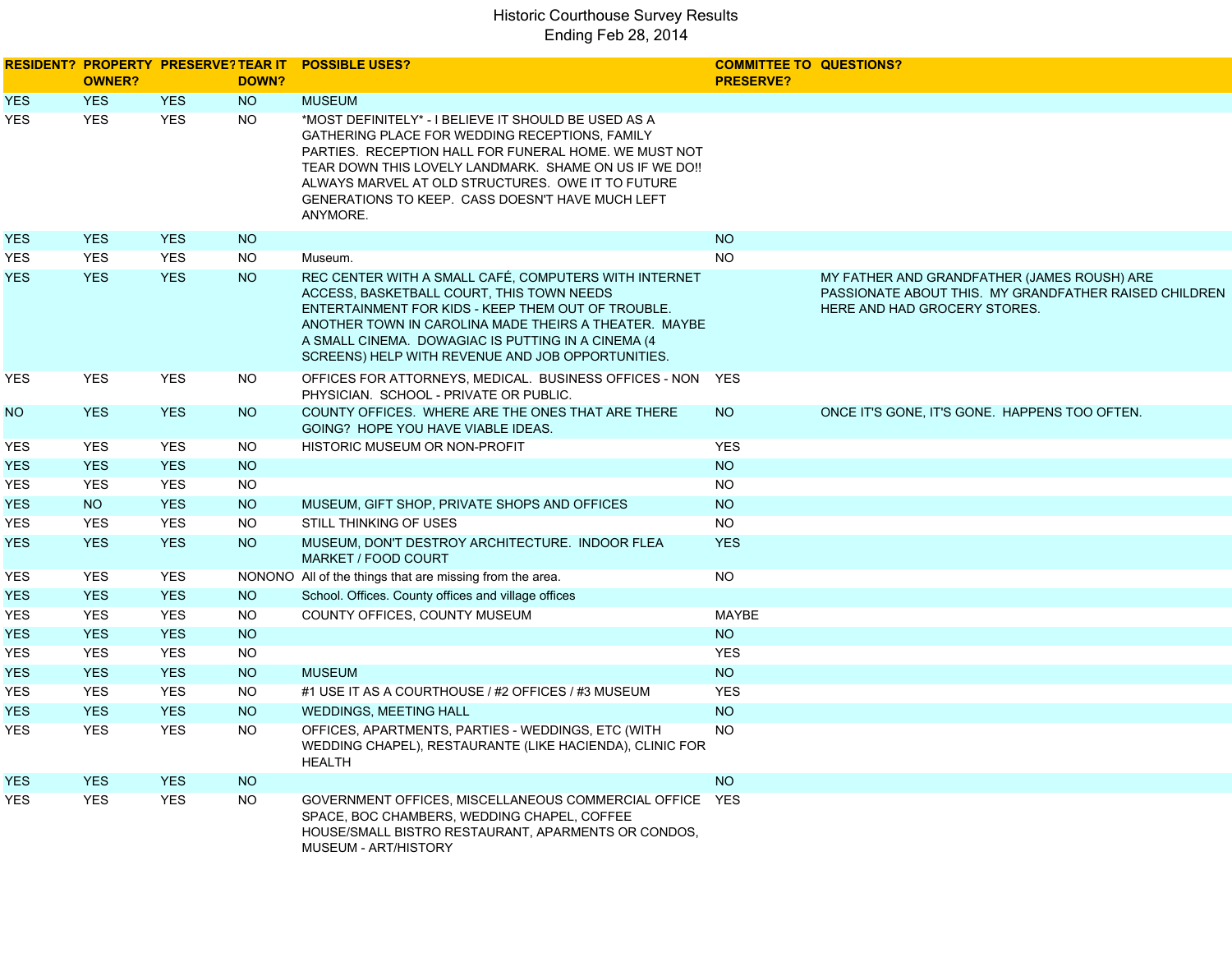# Historic Courthouse Survey Results
## Ending Feb 28, 2014

| RESIDENT? | PROPERTY OWNER? | PRESERVE? | TEAR IT DOWN? | POSSIBLE USES? | COMMITTEE TO PRESERVE? | QUESTIONS? |
|---|---|---|---|---|---|---|
| YES | YES | YES | NO | MUSEUM | | |
| YES | YES | YES | NO | *MOST DEFINITELY* - I BELIEVE IT SHOULD BE USED AS A GATHERING PLACE FOR WEDDING RECEPTIONS, FAMILY PARTIES. RECEPTION HALL FOR FUNERAL HOME. WE MUST NOT TEAR DOWN THIS LOVELY LANDMARK. SHAME ON US IF WE DO!! ALWAYS MARVEL AT OLD STRUCTURES. OWE IT TO FUTURE GENERATIONS TO KEEP. CASS DOESN'T HAVE MUCH LEFT ANYMORE. | | |
| YES | YES | YES | NO | | NO | |
| YES | YES | YES | NO | Museum. | NO | |
| YES | YES | YES | NO | REC CENTER WITH A SMALL CAFÉ, COMPUTERS WITH INTERNET ACCESS, BASKETBALL COURT, THIS TOWN NEEDS ENTERTAINMENT FOR KIDS - KEEP THEM OUT OF TROUBLE. ANOTHER TOWN IN CAROLINA MADE THEIRS A THEATER. MAYBE A SMALL CINEMA. DOWAGIAC IS PUTTING IN A CINEMA (4 SCREENS) HELP WITH REVENUE AND JOB OPPORTUNITIES. | | MY FATHER AND GRANDFATHER (JAMES ROUSH) ARE PASSIONATE ABOUT THIS. MY GRANDFATHER RAISED CHILDREN HERE AND HAD GROCERY STORES. |
| YES | YES | YES | NO | OFFICES FOR ATTORNEYS, MEDICAL. BUSINESS OFFICES - NON PHYSICIAN. SCHOOL - PRIVATE OR PUBLIC. | YES | |
| NO | YES | YES | NO | COUNTY OFFICES. WHERE ARE THE ONES THAT ARE THERE GOING? HOPE YOU HAVE VIABLE IDEAS. | NO | ONCE IT'S GONE, IT'S GONE. HAPPENS TOO OFTEN. |
| YES | YES | YES | NO | HISTORIC MUSEUM OR NON-PROFIT | YES | |
| YES | YES | YES | NO | | NO | |
| YES | YES | YES | NO | | NO | |
| YES | NO | YES | NO | MUSEUM, GIFT SHOP, PRIVATE SHOPS AND OFFICES | NO | |
| YES | YES | YES | NO | STILL THINKING OF USES | NO | |
| YES | YES | YES | NO | MUSEUM, DON'T DESTROY ARCHITECTURE. INDOOR FLEA MARKET / FOOD COURT | YES | |
| YES | YES | YES | NONONO | All of the things that are missing from the area. | NO | |
| YES | YES | YES | NO | School. Offices. County offices and village offices | | |
| YES | YES | YES | NO | COUNTY OFFICES, COUNTY MUSEUM | MAYBE | |
| YES | YES | YES | NO | | NO | |
| YES | YES | YES | NO | | YES | |
| YES | YES | YES | NO | MUSEUM | NO | |
| YES | YES | YES | NO | #1 USE IT AS A COURTHOUSE / #2 OFFICES / #3 MUSEUM | YES | |
| YES | YES | YES | NO | WEDDINGS, MEETING HALL | NO | |
| YES | YES | YES | NO | OFFICES, APARTMENTS, PARTIES - WEDDINGS, ETC (WITH WEDDING CHAPEL), RESTAURANTE (LIKE HACIENDA), CLINIC FOR HEALTH | NO | |
| YES | YES | YES | NO | | NO | |
| YES | YES | YES | NO | GOVERNMENT OFFICES, MISCELLANEOUS COMMERCIAL OFFICE SPACE, BOC CHAMBERS, WEDDING CHAPEL, COFFEE HOUSE/SMALL BISTRO RESTAURANT, APARMENTS OR CONDOS, MUSEUM - ART/HISTORY | YES | |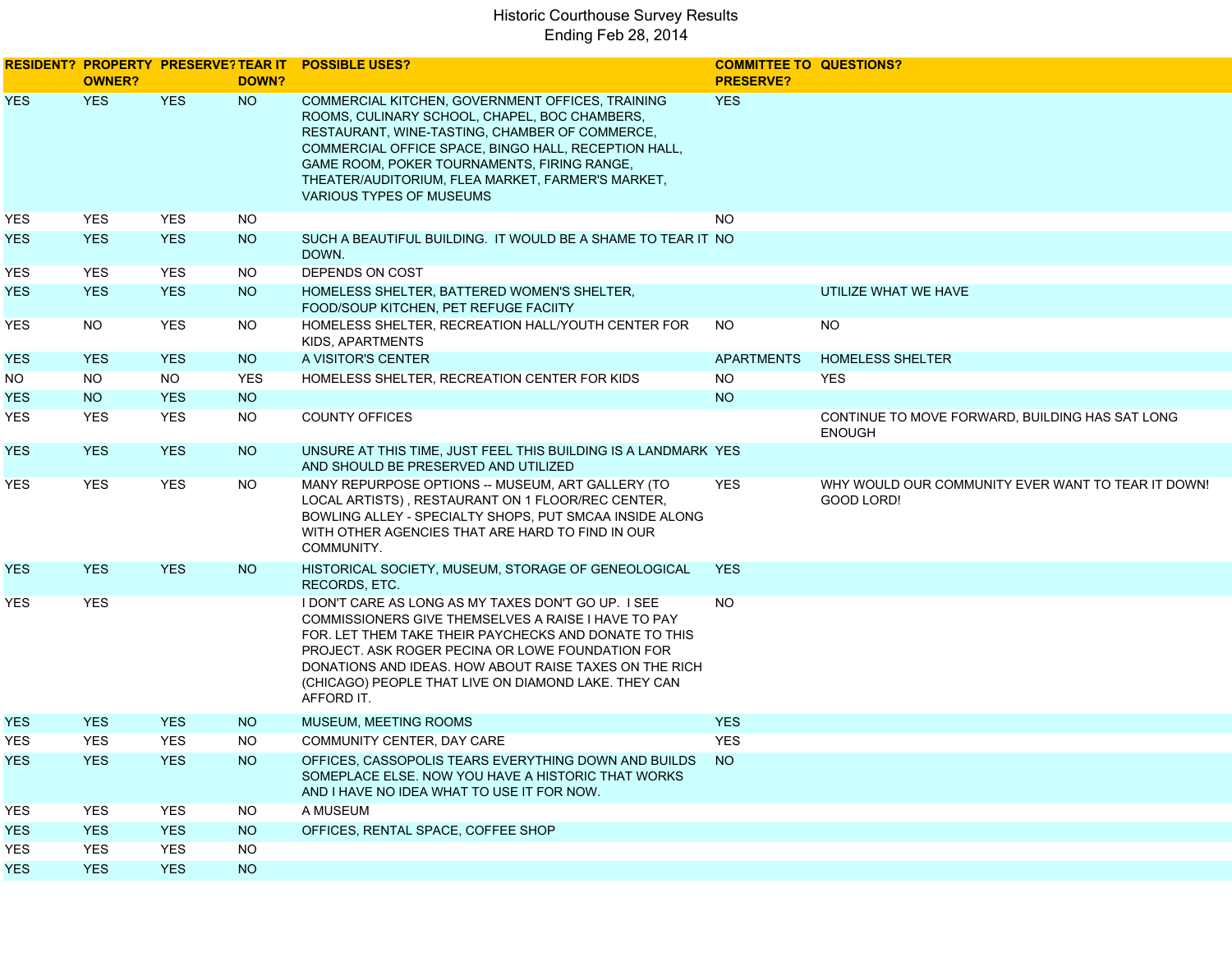# Historic Courthouse Survey Results
## Ending Feb 28, 2014

| RESIDENT? | PROPERTY OWNER? | PRESERVE? | TEAR IT DOWN? | POSSIBLE USES? | COMMITTEE TO PRESERVE? | QUESTIONS? |
|---|---|---|---|---|---|---|
| YES | YES | YES | NO | COMMERCIAL KITCHEN, GOVERNMENT OFFICES, TRAINING ROOMS, CULINARY SCHOOL, CHAPEL, BOC CHAMBERS, RESTAURANT, WINE-TASTING, CHAMBER OF COMMERCE, COMMERCIAL OFFICE SPACE, BINGO HALL, RECEPTION HALL, GAME ROOM, POKER TOURNAMENTS, FIRING RANGE, THEATER/AUDITORIUM, FLEA MARKET, FARMER'S MARKET, VARIOUS TYPES OF MUSEUMS | YES | |
| YES | YES | YES | NO | | NO | |
| YES | YES | YES | NO | SUCH A BEAUTIFUL BUILDING. IT WOULD BE A SHAME TO TEAR IT DOWN. | NO | |
| YES | YES | YES | NO | DEPENDS ON COST | | |
| YES | YES | YES | NO | HOMELESS SHELTER, BATTERED WOMEN'S SHELTER, FOOD/SOUP KITCHEN, PET REFUGE FACIITY | | UTILIZE WHAT WE HAVE |
| YES | NO | YES | NO | HOMELESS SHELTER, RECREATION HALL/YOUTH CENTER FOR KIDS, APARTMENTS | NO | NO |
| YES | YES | YES | NO | A VISITOR'S CENTER | APARTMENTS | HOMELESS SHELTER |
| NO | NO | NO | YES | HOMELESS SHELTER, RECREATION CENTER FOR KIDS | NO | YES |
| YES | NO | YES | NO | | NO | |
| YES | YES | YES | NO | COUNTY OFFICES | | CONTINUE TO MOVE FORWARD, BUILDING HAS SAT LONG ENOUGH |
| YES | YES | YES | NO | UNSURE AT THIS TIME, JUST FEEL THIS BUILDING IS A LANDMARK AND SHOULD BE PRESERVED AND UTILIZED | YES | |
| YES | YES | YES | NO | MANY REPURPOSE OPTIONS -- MUSEUM, ART GALLERY (TO LOCAL ARTISTS) , RESTAURANT ON 1 FLOOR/REC CENTER, BOWLING ALLEY - SPECIALTY SHOPS, PUT SMCAA INSIDE ALONG WITH OTHER AGENCIES THAT ARE HARD TO FIND IN OUR COMMUNITY. | YES | WHY WOULD OUR COMMUNITY EVER WANT TO TEAR IT DOWN! GOOD LORD! |
| YES | YES | YES | NO | HISTORICAL SOCIETY, MUSEUM, STORAGE OF GENEOLOGICAL RECORDS, ETC. | YES | |
| YES | YES | | | I DON'T CARE AS LONG AS MY TAXES DON'T GO UP. I SEE COMMISSIONERS GIVE THEMSELVES A RAISE I HAVE TO PAY FOR. LET THEM TAKE THEIR PAYCHECKS AND DONATE TO THIS PROJECT. ASK ROGER PECINA OR LOWE FOUNDATION FOR DONATIONS AND IDEAS. HOW ABOUT RAISE TAXES ON THE RICH (CHICAGO) PEOPLE THAT LIVE ON DIAMOND LAKE. THEY CAN AFFORD IT. | NO | |
| YES | YES | YES | NO | MUSEUM, MEETING ROOMS | YES | |
| YES | YES | YES | NO | COMMUNITY CENTER, DAY CARE | YES | |
| YES | YES | YES | NO | OFFICES, CASSOPOLIS TEARS EVERYTHING DOWN AND BUILDS SOMEPLACE ELSE. NOW YOU HAVE A HISTORIC THAT WORKS AND I HAVE NO IDEA WHAT TO USE IT FOR NOW. | NO | |
| YES | YES | YES | NO | A MUSEUM | | |
| YES | YES | YES | NO | OFFICES, RENTAL SPACE, COFFEE SHOP | | |
| YES | YES | YES | NO | | | |
| YES | YES | YES | NO | | | |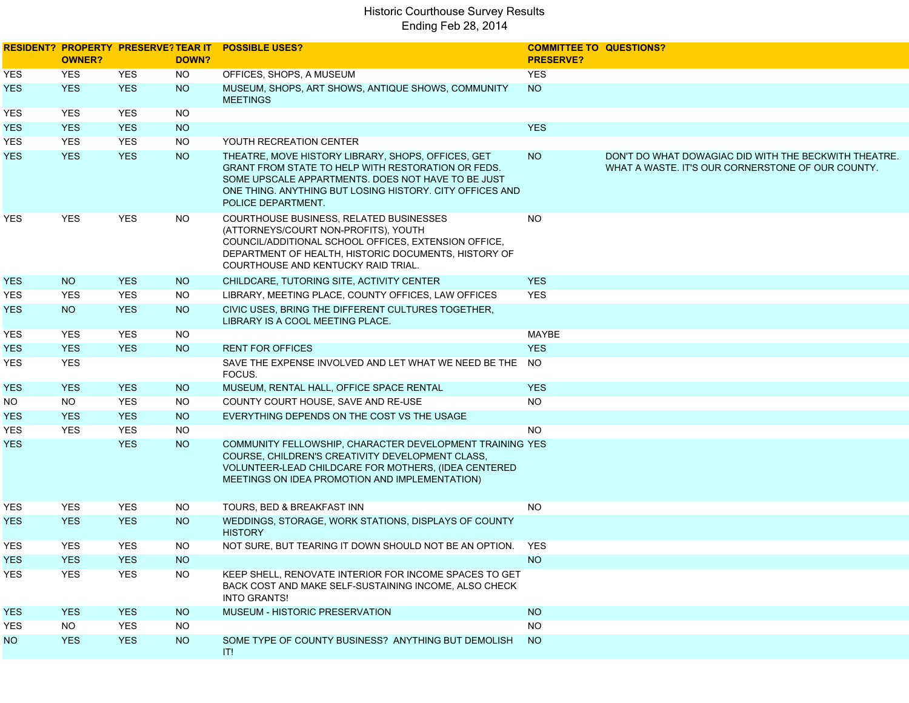# Historic Courthouse Survey Results

## Ending Feb 28, 2014

| RESIDENT? | PROPERTY OWNER? | PRESERVE? | TEAR IT DOWN? | POSSIBLE USES? | COMMITTEE TO PRESERVE? | QUESTIONS? |
|---|---|---|---|---|---|---|
| YES | YES | YES | NO | OFFICES, SHOPS, A MUSEUM | YES | |
| YES | YES | YES | NO | MUSEUM, SHOPS, ART SHOWS, ANTIQUE SHOWS, COMMUNITY MEETINGS | NO | |
| YES | YES | YES | NO | | | |
| YES | YES | YES | NO | | YES | |
| YES | YES | YES | NO | YOUTH RECREATION CENTER | | |
| YES | YES | YES | NO | THEATRE, MOVE HISTORY LIBRARY, SHOPS, OFFICES, GET GRANT FROM STATE TO HELP WITH RESTORATION OR FEDS. SOME UPSCALE APPARTMENTS. DOES NOT HAVE TO BE JUST ONE THING. ANYTHING BUT LOSING HISTORY. CITY OFFICES AND POLICE DEPARTMENT. | NO | DON'T DO WHAT DOWAGIAC DID WITH THE BECKWITH THEATRE. WHAT A WASTE. IT'S OUR CORNERSTONE OF OUR COUNTY. |
| YES | YES | YES | NO | COURTHOUSE BUSINESS, RELATED BUSINESSES (ATTORNEYS/COURT NON-PROFITS), YOUTH COUNCIL/ADDITIONAL SCHOOL OFFICES, EXTENSION OFFICE, DEPARTMENT OF HEALTH, HISTORIC DOCUMENTS, HISTORY OF COURTHOUSE AND KENTUCKY RAID TRIAL. | NO | |
| YES | NO | YES | NO | CHILDCARE, TUTORING SITE, ACTIVITY CENTER | YES | |
| YES | YES | YES | NO | LIBRARY, MEETING PLACE, COUNTY OFFICES, LAW OFFICES | YES | |
| YES | NO | YES | NO | CIVIC USES, BRING THE DIFFERENT CULTURES TOGETHER, LIBRARY IS A COOL MEETING PLACE. | | |
| YES | YES | YES | NO | | MAYBE | |
| YES | YES | YES | NO | RENT FOR OFFICES | YES | |
| YES | YES | | | SAVE THE EXPENSE INVOLVED AND LET WHAT WE NEED BE THE FOCUS. | NO | |
| YES | YES | YES | NO | MUSEUM, RENTAL HALL, OFFICE SPACE RENTAL | YES | |
| NO | NO | YES | NO | COUNTY COURT HOUSE, SAVE AND RE-USE | NO | |
| YES | YES | YES | NO | EVERYTHING DEPENDS ON THE COST VS THE USAGE | | |
| YES | YES | YES | NO | | NO | |
| YES | | YES | NO | COMMUNITY FELLOWSHIP, CHARACTER DEVELOPMENT TRAINING COURSE, CHILDREN'S CREATIVITY DEVELOPMENT CLASS, VOLUNTEER-LEAD CHILDCARE FOR MOTHERS, (IDEA CENTERED MEETINGS ON IDEA PROMOTION AND IMPLEMENTATION) | YES | |
| YES | YES | YES | NO | TOURS, BED & BREAKFAST INN | NO | |
| YES | YES | YES | NO | WEDDINGS, STORAGE, WORK STATIONS, DISPLAYS OF COUNTY HISTORY | | |
| YES | YES | YES | NO | NOT SURE, BUT TEARING IT DOWN SHOULD NOT BE AN OPTION. | YES | |
| YES | YES | YES | NO | | NO | |
| YES | YES | YES | NO | KEEP SHELL, RENOVATE INTERIOR FOR INCOME SPACES TO GET BACK COST AND MAKE SELF-SUSTAINING INCOME, ALSO CHECK INTO GRANTS! | | |
| YES | YES | YES | NO | MUSEUM - HISTORIC PRESERVATION | NO | |
| YES | NO | YES | NO | | NO | |
| NO | YES | YES | NO | SOME TYPE OF COUNTY BUSINESS? ANYTHING BUT DEMOLISH IT! | NO | |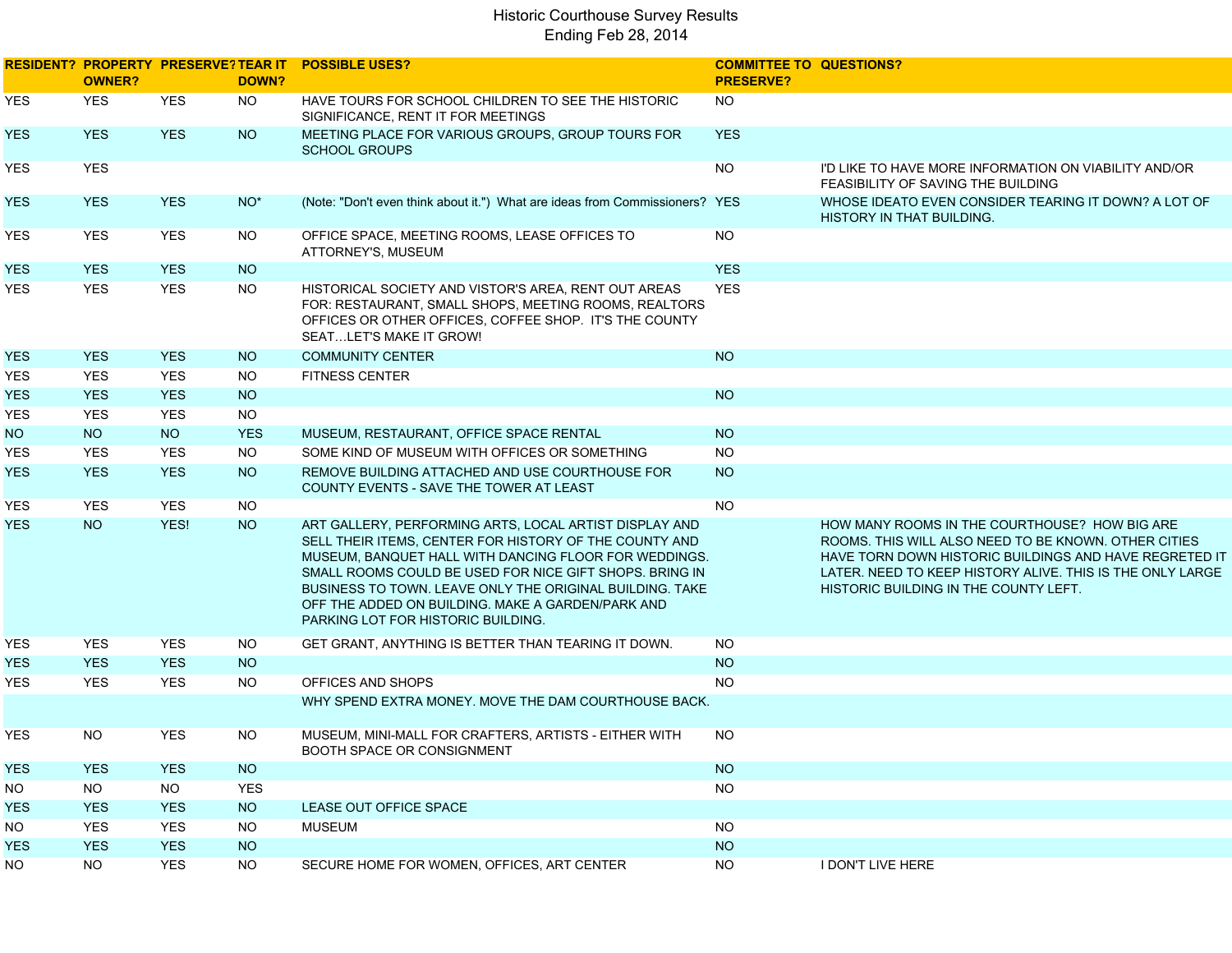# Historic Courthouse Survey Results
## Ending Feb 28, 2014

| RESIDENT? | PROPERTY OWNER? | PRESERVE? | TEAR IT DOWN? | POSSIBLE USES? | COMMITTEE TO PRESERVE? | QUESTIONS? |
|---|---|---|---|---|---|---|
| YES | YES | YES | NO | HAVE TOURS FOR SCHOOL CHILDREN TO SEE THE HISTORIC SIGNIFICANCE, RENT IT FOR MEETINGS | NO | |
| YES | YES | YES | NO | MEETING PLACE FOR VARIOUS GROUPS, GROUP TOURS FOR SCHOOL GROUPS | YES | |
| YES | YES | | | | NO | I'D LIKE TO HAVE MORE INFORMATION ON VIABILITY AND/OR FEASIBILITY OF SAVING THE BUILDING |
| YES | YES | YES | NO* | (Note: "Don't even think about it.") What are ideas from Commissioners? | YES | WHOSE IDEATO EVEN CONSIDER TEARING IT DOWN? A LOT OF HISTORY IN THAT BUILDING. |
| YES | YES | YES | NO | OFFICE SPACE, MEETING ROOMS, LEASE OFFICES TO ATTORNEY'S, MUSEUM | NO | |
| YES | YES | YES | NO | | YES | |
| YES | YES | YES | NO | HISTORICAL SOCIETY AND VISTOR'S AREA, RENT OUT AREAS FOR: RESTAURANT, SMALL SHOPS, MEETING ROOMS, REALTORS OFFICES OR OTHER OFFICES, COFFEE SHOP. IT'S THE COUNTY SEAT…LET'S MAKE IT GROW! | YES | |
| YES | YES | YES | NO | COMMUNITY CENTER | NO | |
| YES | YES | YES | NO | FITNESS CENTER | | |
| YES | YES | YES | NO | | NO | |
| YES | YES | YES | NO | | | |
| NO | NO | NO | YES | MUSEUM, RESTAURANT, OFFICE SPACE RENTAL | NO | |
| YES | YES | YES | NO | SOME KIND OF MUSEUM WITH OFFICES OR SOMETHING | NO | |
| YES | YES | YES | NO | REMOVE BUILDING ATTACHED AND USE COURTHOUSE FOR COUNTY EVENTS - SAVE THE TOWER AT LEAST | NO | |
| YES | YES | YES | NO | | NO | |
| YES | NO | YES! | NO | ART GALLERY, PERFORMING ARTS, LOCAL ARTIST DISPLAY AND SELL THEIR ITEMS, CENTER FOR HISTORY OF THE COUNTY AND MUSEUM, BANQUET HALL WITH DANCING FLOOR FOR WEDDINGS. SMALL ROOMS COULD BE USED FOR NICE GIFT SHOPS. BRING IN BUSINESS TO TOWN. LEAVE ONLY THE ORIGINAL BUILDING. TAKE OFF THE ADDED ON BUILDING. MAKE A GARDEN/PARK AND PARKING LOT FOR HISTORIC BUILDING. | | HOW MANY ROOMS IN THE COURTHOUSE? HOW BIG ARE ROOMS. THIS WILL ALSO NEED TO BE KNOWN. OTHER CITIES HAVE TORN DOWN HISTORIC BUILDINGS AND HAVE REGRETED IT LATER. NEED TO KEEP HISTORY ALIVE. THIS IS THE ONLY LARGE HISTORIC BUILDING IN THE COUNTY LEFT. |
| YES | YES | YES | NO | GET GRANT, ANYTHING IS BETTER THAN TEARING IT DOWN. | NO | |
| YES | YES | YES | NO | | NO | |
| YES | YES | YES | NO | OFFICES AND SHOPS | NO | |
| | | | | WHY SPEND EXTRA MONEY. MOVE THE DAM COURTHOUSE BACK. | | |
| YES | NO | YES | NO | MUSEUM, MINI-MALL FOR CRAFTERS, ARTISTS - EITHER WITH BOOTH SPACE OR CONSIGNMENT | NO | |
| YES | YES | YES | NO | | NO | |
| NO | NO | NO | YES | | NO | |
| YES | YES | YES | NO | LEASE OUT OFFICE SPACE | | |
| NO | YES | YES | NO | MUSEUM | NO | |
| YES | YES | YES | NO | | NO | |
| NO | NO | YES | NO | SECURE HOME FOR WOMEN, OFFICES, ART CENTER | NO | I DON'T LIVE HERE |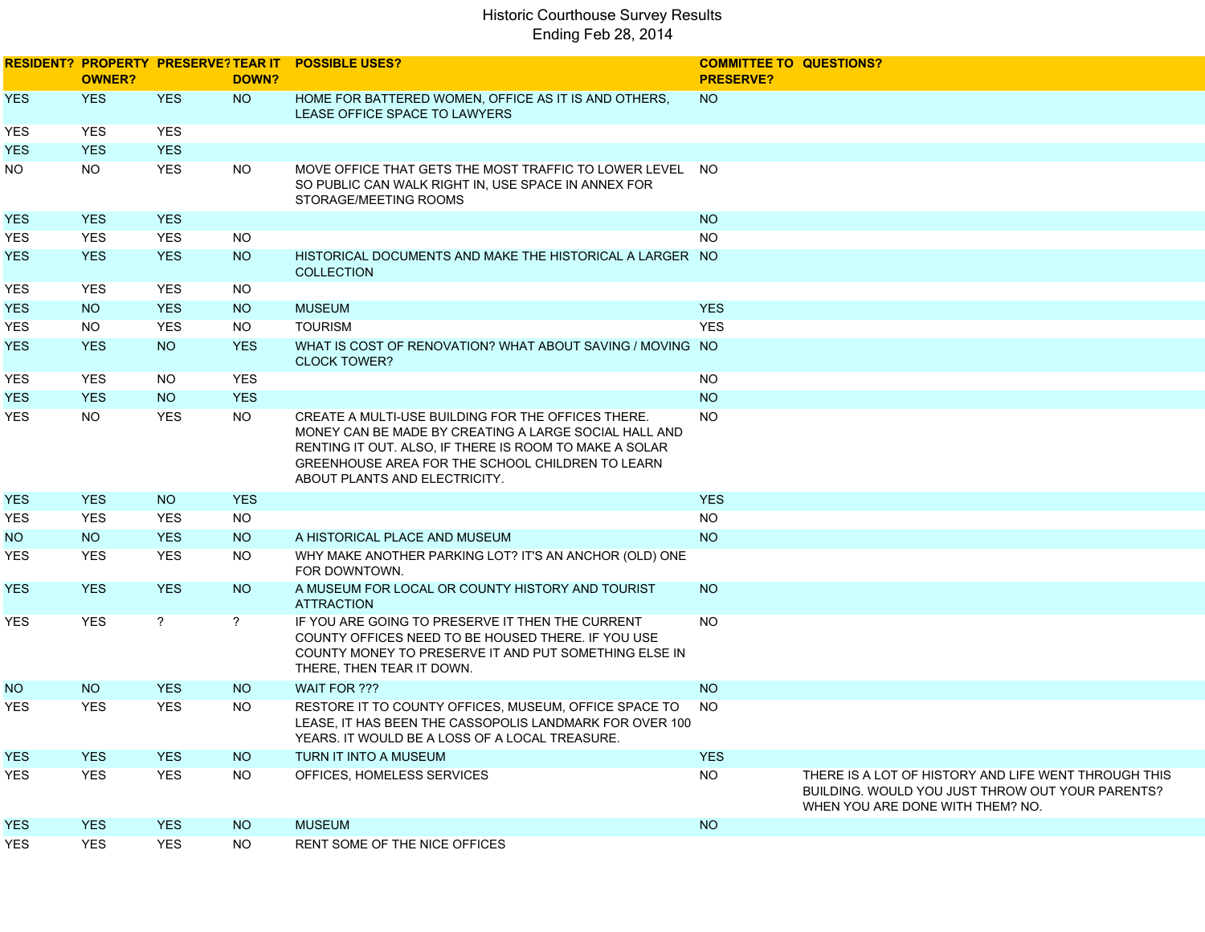# Historic Courthouse Survey Results
## Ending Feb 28, 2014

| RESIDENT? | PROPERTY OWNER? | PRESERVE? | TEAR IT DOWN? | POSSIBLE USES? | COMMITTEE TO PRESERVE? | QUESTIONS? |
|---|---|---|---|---|---|---|
| YES | YES | YES | NO | HOME FOR BATTERED WOMEN, OFFICE AS IT IS AND OTHERS, LEASE OFFICE SPACE TO LAWYERS | NO | |
| YES | YES | YES | | | | |
| YES | YES | YES | | | | |
| NO | NO | YES | NO | MOVE OFFICE THAT GETS THE MOST TRAFFIC TO LOWER LEVEL SO PUBLIC CAN WALK RIGHT IN, USE SPACE IN ANNEX FOR STORAGE/MEETING ROOMS | NO | |
| YES | YES | YES | | | NO | |
| YES | YES | YES | NO | | NO | |
| YES | YES | YES | NO | HISTORICAL DOCUMENTS AND MAKE THE HISTORICAL A LARGER COLLECTION | NO | |
| YES | YES | YES | NO | | | |
| YES | NO | YES | NO | MUSEUM | YES | |
| YES | NO | YES | NO | TOURISM | YES | |
| YES | YES | NO | YES | WHAT IS COST OF RENOVATION? WHAT ABOUT SAVING / MOVING CLOCK TOWER? | NO | |
| YES | YES | NO | YES | | NO | |
| YES | YES | NO | YES | | NO | |
| YES | NO | YES | NO | CREATE A MULTI-USE BUILDING FOR THE OFFICES THERE. MONEY CAN BE MADE BY CREATING A LARGE SOCIAL HALL AND RENTING IT OUT. ALSO, IF THERE IS ROOM TO MAKE A SOLAR GREENHOUSE AREA FOR THE SCHOOL CHILDREN TO LEARN ABOUT PLANTS AND ELECTRICITY. | NO | |
| YES | YES | NO | YES | | YES | |
| YES | YES | YES | NO | | NO | |
| NO | NO | YES | NO | A HISTORICAL PLACE AND MUSEUM | NO | |
| YES | YES | YES | NO | WHY MAKE ANOTHER PARKING LOT? IT'S AN ANCHOR (OLD) ONE FOR DOWNTOWN. | | |
| YES | YES | YES | NO | A MUSEUM FOR LOCAL OR COUNTY HISTORY AND TOURIST ATTRACTION | NO | |
| YES | YES | ? | ? | IF YOU ARE GOING TO PRESERVE IT THEN THE CURRENT COUNTY OFFICES NEED TO BE HOUSED THERE. IF YOU USE COUNTY MONEY TO PRESERVE IT AND PUT SOMETHING ELSE IN THERE, THEN TEAR IT DOWN. | NO | |
| NO | NO | YES | NO | WAIT FOR ??? | NO | |
| YES | YES | YES | NO | RESTORE IT TO COUNTY OFFICES, MUSEUM, OFFICE SPACE TO LEASE, IT HAS BEEN THE CASSOPOLIS LANDMARK FOR OVER 100 YEARS. IT WOULD BE A LOSS OF A LOCAL TREASURE. | NO | |
| YES | YES | YES | NO | TURN IT INTO A MUSEUM | YES | |
| YES | YES | YES | NO | OFFICES, HOMELESS SERVICES | NO | THERE IS A LOT OF HISTORY AND LIFE WENT THROUGH THIS BUILDING. WOULD YOU JUST THROW OUT YOUR PARENTS? WHEN YOU ARE DONE WITH THEM? NO. |
| YES | YES | YES | NO | MUSEUM | NO | |
| YES | YES | YES | NO | RENT SOME OF THE NICE OFFICES | | |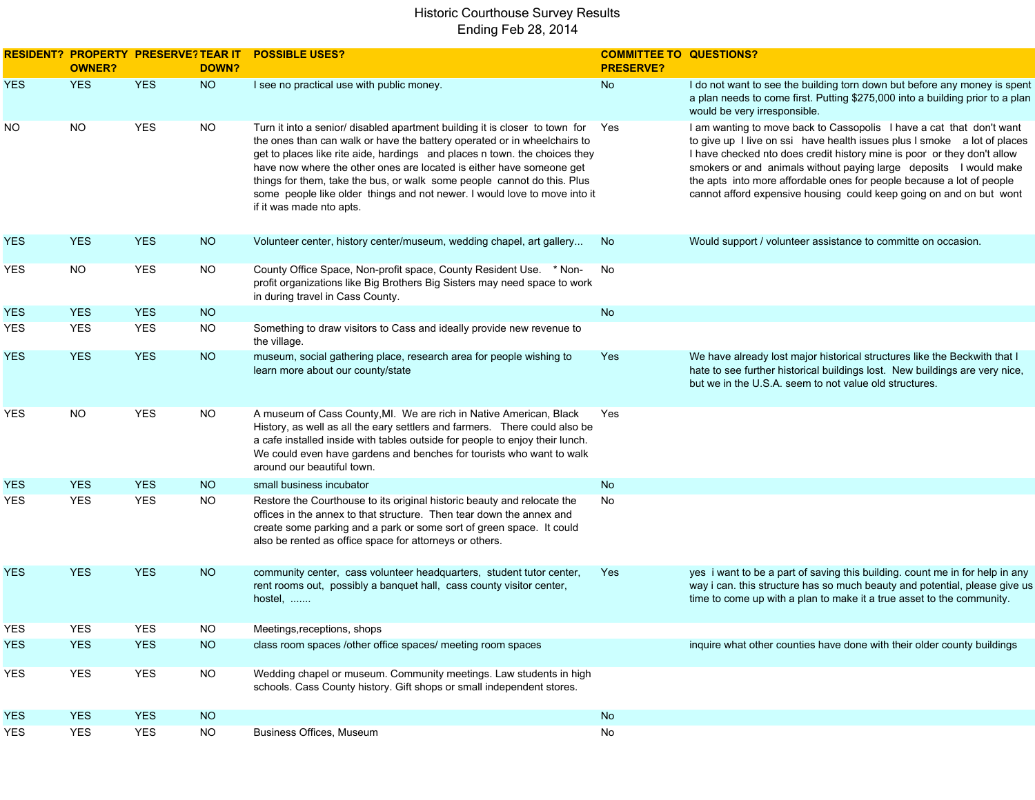# Historic Courthouse Survey Results
## Ending Feb 28, 2014

| RESIDENT? | PROPERTY OWNER? | PRESERVE? | TEAR IT DOWN? | POSSIBLE USES? | COMMITTEE TO PRESERVE? | QUESTIONS? |
|---|---|---|---|---|---|---|
| YES | YES | YES | NO | I see no practical use with public money. | No | I do not want to see the building torn down but before any money is spent a plan needs to come first. Putting $275,000 into a building prior to a plan would be very irresponsible. |
| NO | NO | YES | NO | Turn it into a senior/ disabled apartment building it is closer to town for the ones than can walk or have the battery operated or in wheelchairs to get to places like rite aide, hardings and places n town. the choices they have now where the other ones are located is either have someone get things for them, take the bus, or walk some people cannot do this. Plus some people like older things and not newer. I would love to move into it if it was made nto apts. | Yes | I am wanting to move back to Cassopolis I have a cat that don't want to give up I live on ssi have health issues plus I smoke a lot of places I have checked nto does credit history mine is poor or they don't allow smokers or and animals without paying large deposits I would make the apts into more affordable ones for people because a lot of people cannot afford expensive housing could keep going on and on but wont |
| YES | YES | YES | NO | Volunteer center, history center/museum, wedding chapel, art gallery... | No | Would support / volunteer assistance to committe on occasion. |
| YES | NO | YES | NO | County Office Space, Non-profit space, County Resident Use. * Non-profit organizations like Big Brothers Big Sisters may need space to work in during travel in Cass County. | No | |
| YES | YES | YES | NO | | No | |
| YES | YES | YES | NO | Something to draw visitors to Cass and ideally provide new revenue to the village. | | |
| YES | YES | YES | NO | museum, social gathering place, research area for people wishing to learn more about our county/state | Yes | We have already lost major historical structures like the Beckwith that I hate to see further historical buildings lost. New buildings are very nice, but we in the U.S.A. seem to not value old structures. |
| YES | NO | YES | NO | A museum of Cass County,MI. We are rich in Native American, Black History, as well as all the eary settlers and farmers. There could also be a cafe installed inside with tables outside for people to enjoy their lunch. We could even have gardens and benches for tourists who want to walk around our beautiful town. | Yes | |
| YES | YES | YES | NO | small business incubator | No | |
| YES | YES | YES | NO | Restore the Courthouse to its original historic beauty and relocate the offices in the annex to that structure. Then tear down the annex and create some parking and a park or some sort of green space. It could also be rented as office space for attorneys or others. | No | |
| YES | YES | YES | NO | community center, cass volunteer headquarters, student tutor center, rent rooms out, possibly a banquet hall, cass county visitor center, hostel, ....... | Yes | yes i want to be a part of saving this building. count me in for help in any way i can. this structure has so much beauty and potential, please give us time to come up with a plan to make it a true asset to the community. |
| YES | YES | YES | NO | Meetings,receptions, shops | | |
| YES | YES | YES | NO | class room spaces /other office spaces/ meeting room spaces | | inquire what other counties have done with their older county buildings |
| YES | YES | YES | NO | Wedding chapel or museum. Community meetings. Law students in high schools. Cass County history. Gift shops or small independent stores. | | |
| YES | YES | YES | NO | | No | |
| YES | YES | YES | NO | Business Offices, Museum | No | |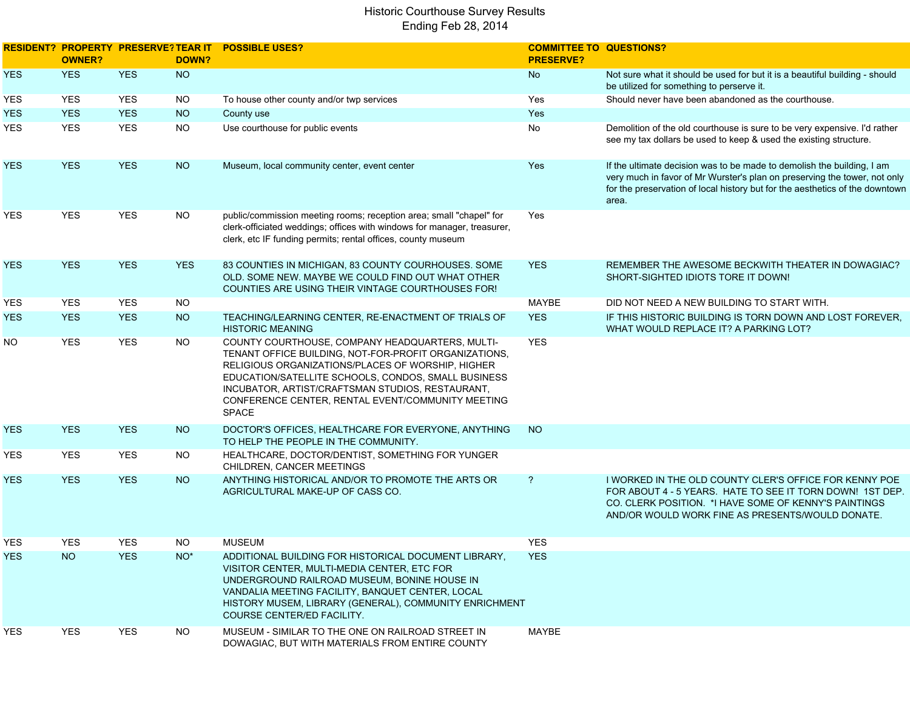# Historic Courthouse Survey Results
## Ending Feb 28, 2014

| RESIDENT? | PROPERTY OWNER? | PRESERVE? | TEAR IT DOWN? | POSSIBLE USES? | COMMITTEE TO PRESERVE? | QUESTIONS? |
|---|---|---|---|---|---|---|
| YES | YES | YES | NO | | No | Not sure what it should be used for but it is a beautiful building - should be utilized for something to perserve it. |
| YES | YES | YES | NO | To house other county and/or twp services | Yes | Should never have been abandoned as the courthouse. |
| YES | YES | YES | NO | County use | Yes | |
| YES | YES | YES | NO | Use courthouse for public events | No | Demolition of the old courthouse is sure to be very expensive. I'd rather see my tax dollars be used to keep & used the existing structure. |
| YES | YES | YES | NO | Museum, local community center, event center | Yes | If the ultimate decision was to be made to demolish the building, I am very much in favor of Mr Wurster's plan on preserving the tower, not only for the preservation of local history but for the aesthetics of the downtown area. |
| YES | YES | YES | NO | public/commission meeting rooms; reception area; small "chapel" for clerk-officiated weddings; offices with windows for manager, treasurer, clerk, etc IF funding permits; rental offices, county museum | Yes | |
| YES | YES | YES | YES | 83 COUNTIES IN MICHIGAN, 83 COUNTY COURHOUSES. SOME OLD. SOME NEW. MAYBE WE COULD FIND OUT WHAT OTHER COUNTIES ARE USING THEIR VINTAGE COURTHOUSES FOR! | YES | REMEMBER THE AWESOME BECKWITH THEATER IN DOWAGIAC? SHORT-SIGHTED IDIOTS TORE IT DOWN! |
| YES | YES | YES | NO | | MAYBE | DID NOT NEED A NEW BUILDING TO START WITH. |
| YES | YES | YES | NO | TEACHING/LEARNING CENTER, RE-ENACTMENT OF TRIALS OF HISTORIC MEANING | YES | IF THIS HISTORIC BUILDING IS TORN DOWN AND LOST FOREVER, WHAT WOULD REPLACE IT? A PARKING LOT? |
| NO | YES | YES | NO | COUNTY COURTHOUSE, COMPANY HEADQUARTERS, MULTI-TENANT OFFICE BUILDING, NOT-FOR-PROFIT ORGANIZATIONS, RELIGIOUS ORGANIZATIONS/PLACES OF WORSHIP, HIGHER EDUCATION/SATELLITE SCHOOLS, CONDOS, SMALL BUSINESS INCUBATOR, ARTIST/CRAFTSMAN STUDIOS, RESTAURANT, CONFERENCE CENTER, RENTAL EVENT/COMMUNITY MEETING SPACE | YES | |
| YES | YES | YES | NO | DOCTOR'S OFFICES, HEALTHCARE FOR EVERYONE, ANYTHING TO HELP THE PEOPLE IN THE COMMUNITY. | NO | |
| YES | YES | YES | NO | HEALTHCARE, DOCTOR/DENTIST, SOMETHING FOR YUNGER CHILDREN, CANCER MEETINGS | | |
| YES | YES | YES | NO | ANYTHING HISTORICAL AND/OR TO PROMOTE THE ARTS OR AGRICULTURAL MAKE-UP OF CASS CO. | ? | I WORKED IN THE OLD COUNTY CLER'S OFFICE FOR KENNY POE FOR ABOUT 4 - 5 YEARS. HATE TO SEE IT TORN DOWN! 1ST DEP. CO. CLERK POSITION. *I HAVE SOME OF KENNY'S PAINTINGS AND/OR WOULD WORK FINE AS PRESENTS/WOULD DONATE. |
| YES | YES | YES | NO | MUSEUM | YES | |
| YES | NO | YES | NO* | ADDITIONAL BUILDING FOR HISTORICAL DOCUMENT LIBRARY, VISITOR CENTER, MULTI-MEDIA CENTER, ETC FOR UNDERGROUND RAILROAD MUSEUM, BONINE HOUSE IN VANDALIA MEETING FACILITY, BANQUET CENTER, LOCAL HISTORY MUSEM, LIBRARY (GENERAL), COMMUNITY ENRICHMENT COURSE CENTER/ED FACILITY. | YES | |
| YES | YES | YES | NO | MUSEUM - SIMILAR TO THE ONE ON RAILROAD STREET IN DOWAGIAC, BUT WITH MATERIALS FROM ENTIRE COUNTY | MAYBE | |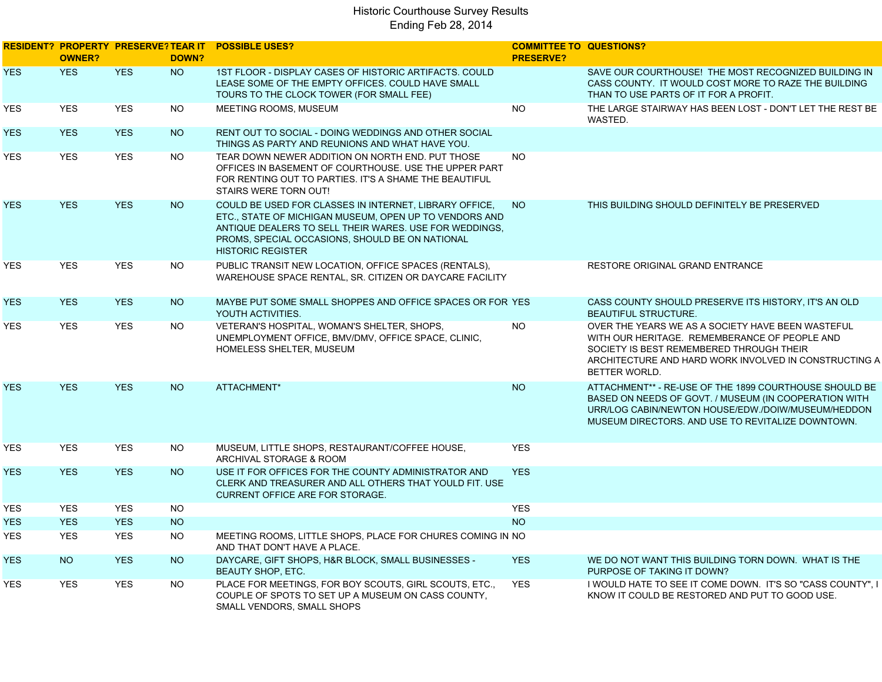# Historic Courthouse Survey Results
## Ending Feb 28, 2014

| RESIDENT? | PROPERTY OWNER? | PRESERVE? | TEAR IT DOWN? | POSSIBLE USES? | COMMITTEE TO PRESERVE? | QUESTIONS? |
|---|---|---|---|---|---|---|
| YES | YES | YES | NO | 1ST FLOOR - DISPLAY CASES OF HISTORIC ARTIFACTS. COULD LEASE SOME OF THE EMPTY OFFICES. COULD HAVE SMALL TOURS TO THE CLOCK TOWER (FOR SMALL FEE) | | SAVE OUR COURTHOUSE! THE MOST RECOGNIZED BUILDING IN CASS COUNTY. IT WOULD COST MORE TO RAZE THE BUILDING THAN TO USE PARTS OF IT FOR A PROFIT. |
| YES | YES | YES | NO | MEETING ROOMS, MUSEUM | NO | THE LARGE STAIRWAY HAS BEEN LOST - DON'T LET THE REST BE WASTED. |
| YES | YES | YES | NO | RENT OUT TO SOCIAL - DOING WEDDINGS AND OTHER SOCIAL THINGS AS PARTY AND REUNIONS AND WHAT HAVE YOU. | | |
| YES | YES | YES | NO | TEAR DOWN NEWER ADDITION ON NORTH END. PUT THOSE OFFICES IN BASEMENT OF COURTHOUSE. USE THE UPPER PART FOR RENTING OUT TO PARTIES. IT'S A SHAME THE BEAUTIFUL STAIRS WERE TORN OUT! | NO | |
| YES | YES | YES | NO | COULD BE USED FOR CLASSES IN INTERNET, LIBRARY OFFICE, ETC., STATE OF MICHIGAN MUSEUM, OPEN UP TO VENDORS AND ANTIQUE DEALERS TO SELL THEIR WARES. USE FOR WEDDINGS, PROMS, SPECIAL OCCASIONS, SHOULD BE ON NATIONAL HISTORIC REGISTER | NO | THIS BUILDING SHOULD DEFINITELY BE PRESERVED |
| YES | YES | YES | NO | PUBLIC TRANSIT NEW LOCATION, OFFICE SPACES (RENTALS), WAREHOUSE SPACE RENTAL, SR. CITIZEN OR DAYCARE FACILITY | | RESTORE ORIGINAL GRAND ENTRANCE |
| YES | YES | YES | NO | MAYBE PUT SOME SMALL SHOPPES AND OFFICE SPACES OR FOR YOUTH ACTIVITIES. | YES | CASS COUNTY SHOULD PRESERVE ITS HISTORY, IT'S AN OLD BEAUTIFUL STRUCTURE. |
| YES | YES | YES | NO | VETERAN'S HOSPITAL, WOMAN'S SHELTER, SHOPS, UNEMPLOYMENT OFFICE, BMV/DMV, OFFICE SPACE, CLINIC, HOMELESS SHELTER, MUSEUM | NO | OVER THE YEARS WE AS A SOCIETY HAVE BEEN WASTEFUL WITH OUR HERITAGE. REMEMBERANCE OF PEOPLE AND SOCIETY IS BEST REMEMBERED THROUGH THEIR ARCHITECTURE AND HARD WORK INVOLVED IN CONSTRUCTING A BETTER WORLD. |
| YES | YES | YES | NO | ATTACHMENT* | NO | ATTACHMENT** - RE-USE OF THE 1899 COURTHOUSE SHOULD BE BASED ON NEEDS OF GOVT. / MUSEUM (IN COOPERATION WITH URR/LOG CABIN/NEWTON HOUSE/EDW./DOIW/MUSEUM/HEDDON MUSEUM DIRECTORS. AND USE TO REVITALIZE DOWNTOWN. |
| YES | YES | YES | NO | MUSEUM, LITTLE SHOPS, RESTAURANT/COFFEE HOUSE, ARCHIVAL STORAGE & ROOM | YES | |
| YES | YES | YES | NO | USE IT FOR OFFICES FOR THE COUNTY ADMINISTRATOR AND CLERK AND TREASURER AND ALL OTHERS THAT YOULD FIT. USE CURRENT OFFICE ARE FOR STORAGE. | YES | |
| YES | YES | YES | NO | | YES | |
| YES | YES | YES | NO | | NO | |
| YES | YES | YES | NO | MEETING ROOMS, LITTLE SHOPS, PLACE FOR CHURES COMING IN AND THAT DON'T HAVE A PLACE. | NO | |
| YES | NO | YES | NO | DAYCARE, GIFT SHOPS, H&R BLOCK, SMALL BUSINESSES - BEAUTY SHOP, ETC. | YES | WE DO NOT WANT THIS BUILDING TORN DOWN. WHAT IS THE PURPOSE OF TAKING IT DOWN? |
| YES | YES | YES | NO | PLACE FOR MEETINGS, FOR BOY SCOUTS, GIRL SCOUTS, ETC., COUPLE OF SPOTS TO SET UP A MUSEUM ON CASS COUNTY, SMALL VENDORS, SMALL SHOPS | YES | I WOULD HATE TO SEE IT COME DOWN. IT'S SO "CASS COUNTY", I KNOW IT COULD BE RESTORED AND PUT TO GOOD USE. |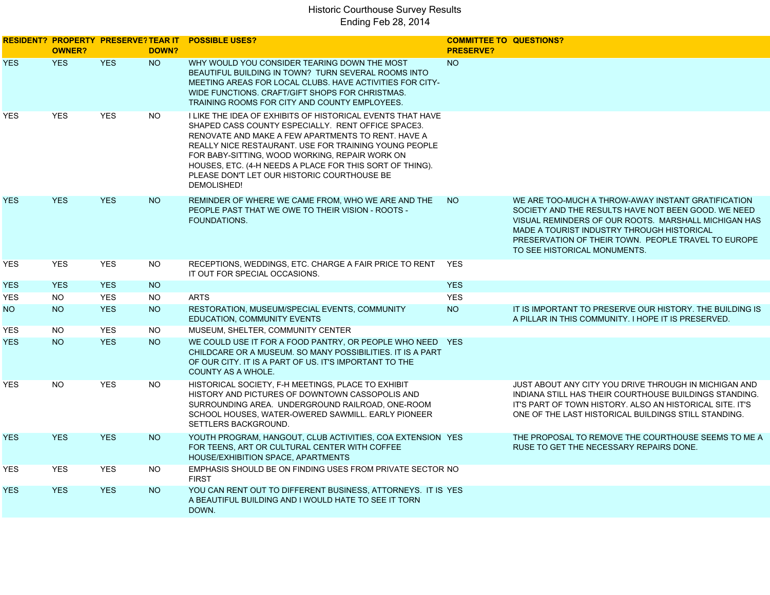# Historic Courthouse Survey Results
## Ending Feb 28, 2014

| RESIDENT? | PROPERTY OWNER? | PRESERVE? | TEAR IT DOWN? | POSSIBLE USES? | COMMITTEE TO PRESERVE? | QUESTIONS? |
|---|---|---|---|---|---|---|
| YES | YES | YES | NO | WHY WOULD YOU CONSIDER TEARING DOWN THE MOST BEAUTIFUL BUILDING IN TOWN? TURN SEVERAL ROOMS INTO MEETING AREAS FOR LOCAL CLUBS. HAVE ACTIVITIES FOR CITY-WIDE FUNCTIONS. CRAFT/GIFT SHOPS FOR CHRISTMAS. TRAINING ROOMS FOR CITY AND COUNTY EMPLOYEES. | NO | |
| YES | YES | YES | NO | I LIKE THE IDEA OF EXHIBITS OF HISTORICAL EVENTS THAT HAVE SHAPED CASS COUNTY ESPECIALLY. RENT OFFICE SPACE3. RENOVATE AND MAKE A FEW APARTMENTS TO RENT. HAVE A REALLY NICE RESTAURANT. USE FOR TRAINING YOUNG PEOPLE FOR BABY-SITTING, WOOD WORKING, REPAIR WORK ON HOUSES, ETC. (4-H NEEDS A PLACE FOR THIS SORT OF THING). PLEASE DON'T LET OUR HISTORIC COURTHOUSE BE DEMOLISHED! | | |
| YES | YES | YES | NO | REMINDER OF WHERE WE CAME FROM, WHO WE ARE AND THE PEOPLE PAST THAT WE OWE TO THEIR VISION - ROOTS - FOUNDATIONS. | NO | WE ARE TOO-MUCH A THROW-AWAY INSTANT GRATIFICATION SOCIETY AND THE RESULTS HAVE NOT BEEN GOOD. WE NEED VISUAL REMINDERS OF OUR ROOTS. MARSHALL MICHIGAN HAS MADE A TOURIST INDUSTRY THROUGH HISTORICAL PRESERVATION OF THEIR TOWN. PEOPLE TRAVEL TO EUROPE TO SEE HISTORICAL MONUMENTS. |
| YES | YES | YES | NO | RECEPTIONS, WEDDINGS, ETC. CHARGE A FAIR PRICE TO RENT IT OUT FOR SPECIAL OCCASIONS. | YES | |
| YES | YES | YES | NO | | YES | |
| YES | NO | YES | NO | ARTS | YES | |
| NO | NO | YES | NO | RESTORATION, MUSEUM/SPECIAL EVENTS, COMMUNITY EDUCATION, COMMUNITY EVENTS | NO | IT IS IMPORTANT TO PRESERVE OUR HISTORY. THE BUILDING IS A PILLAR IN THIS COMMUNITY. I HOPE IT IS PRESERVED. |
| YES | NO | YES | NO | MUSEUM, SHELTER, COMMUNITY CENTER | | |
| YES | NO | YES | NO | WE COULD USE IT FOR A FOOD PANTRY, OR PEOPLE WHO NEED CHILDCARE OR A MUSEUM. SO MANY POSSIBILITIES. IT IS A PART OF OUR CITY. IT IS A PART OF US. IT'S IMPORTANT TO THE COUNTY AS A WHOLE. | YES | |
| YES | NO | YES | NO | HISTORICAL SOCIETY, F-H MEETINGS, PLACE TO EXHIBIT HISTORY AND PICTURES OF DOWNTOWN CASSOPOLIS AND SURROUNDING AREA. UNDERGROUND RAILROAD, ONE-ROOM SCHOOL HOUSES, WATER-OWERED SAWMILL. EARLY PIONEER SETTLERS BACKGROUND. | | JUST ABOUT ANY CITY YOU DRIVE THROUGH IN MICHIGAN AND INDIANA STILL HAS THEIR COURTHOUSE BUILDINGS STANDING. IT'S PART OF TOWN HISTORY. ALSO AN HISTORICAL SITE. IT'S ONE OF THE LAST HISTORICAL BUILDINGS STILL STANDING. |
| YES | YES | YES | NO | YOUTH PROGRAM, HANGOUT, CLUB ACTIVITIES, COA EXTENSION FOR TEENS, ART OR CULTURAL CENTER WITH COFFEE HOUSE/EXHIBITION SPACE, APARTMENTS | YES | THE PROPOSAL TO REMOVE THE COURTHOUSE SEEMS TO ME A RUSE TO GET THE NECESSARY REPAIRS DONE. |
| YES | YES | YES | NO | EMPHASIS SHOULD BE ON FINDING USES FROM PRIVATE SECTOR FIRST | NO | |
| YES | YES | YES | NO | YOU CAN RENT OUT TO DIFFERENT BUSINESS, ATTORNEYS. IT IS A BEAUTIFUL BUILDING AND I WOULD HATE TO SEE IT TORN DOWN. | YES | |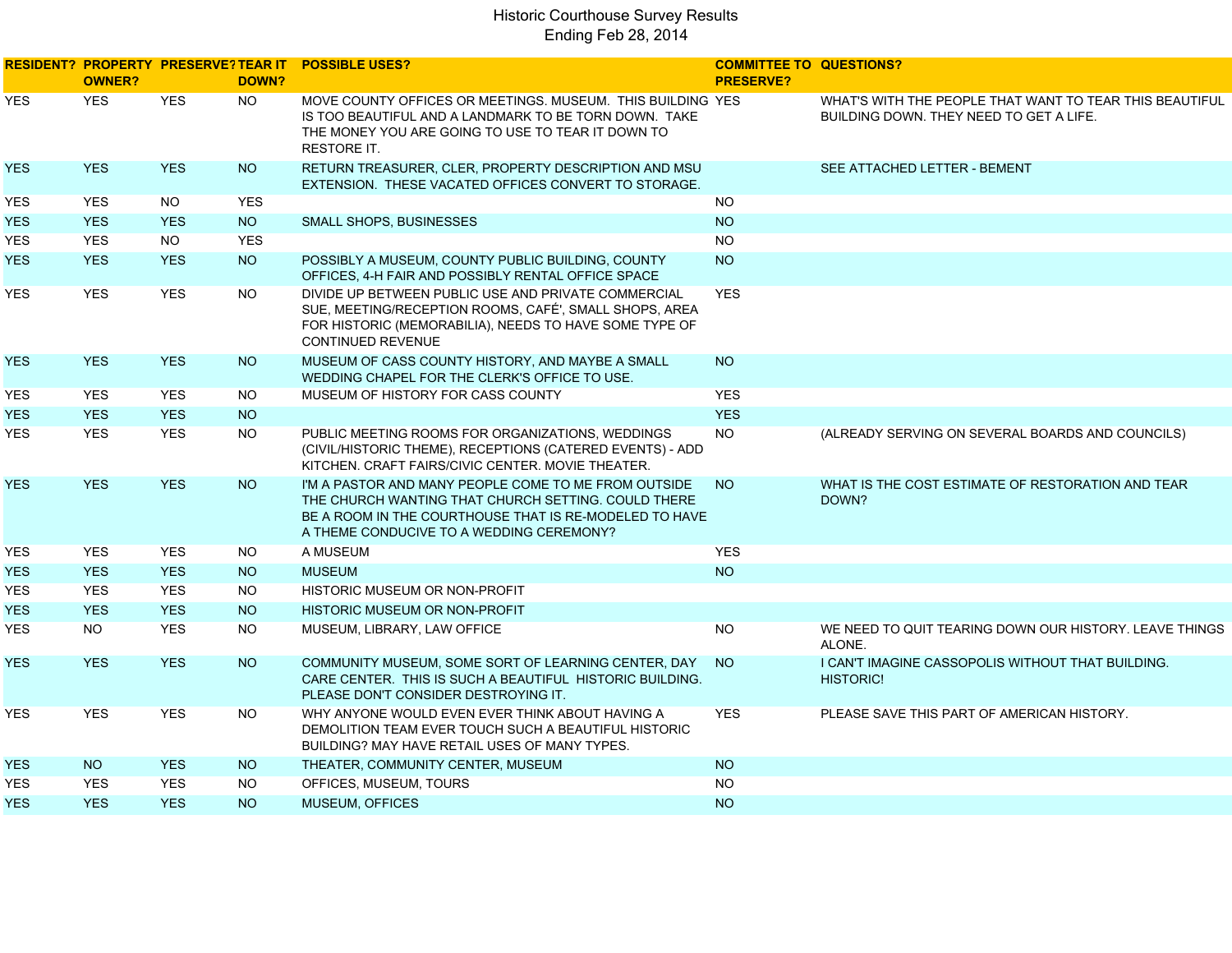# Historic Courthouse Survey Results
## Ending Feb 28, 2014

| RESIDENT? | PROPERTY OWNER? | PRESERVE? | TEAR IT DOWN? | POSSIBLE USES? | COMMITTEE TO PRESERVE? | QUESTIONS? |
|---|---|---|---|---|---|---|
| YES | YES | YES | NO | MOVE COUNTY OFFICES OR MEETINGS. MUSEUM. THIS BUILDING IS TOO BEAUTIFUL AND A LANDMARK TO BE TORN DOWN. TAKE THE MONEY YOU ARE GOING TO USE TO TEAR IT DOWN TO RESTORE IT. | YES | WHAT'S WITH THE PEOPLE THAT WANT TO TEAR THIS BEAUTIFUL BUILDING DOWN. THEY NEED TO GET A LIFE. |
| YES | YES | YES | NO | RETURN TREASURER, CLER, PROPERTY DESCRIPTION AND MSU EXTENSION. THESE VACATED OFFICES CONVERT TO STORAGE. | | SEE ATTACHED LETTER - BEMENT |
| YES | YES | NO | YES | | NO | |
| YES | YES | YES | NO | SMALL SHOPS, BUSINESSES | NO | |
| YES | YES | NO | YES | | NO | |
| YES | YES | YES | NO | POSSIBLY A MUSEUM, COUNTY PUBLIC BUILDING, COUNTY OFFICES, 4-H FAIR AND POSSIBLY RENTAL OFFICE SPACE | NO | |
| YES | YES | YES | NO | DIVIDE UP BETWEEN PUBLIC USE AND PRIVATE COMMERCIAL SUE, MEETING/RECEPTION ROOMS, CAFÉ', SMALL SHOPS, AREA FOR HISTORIC (MEMORABILIA), NEEDS TO HAVE SOME TYPE OF CONTINUED REVENUE | YES | |
| YES | YES | YES | NO | MUSEUM OF CASS COUNTY HISTORY, AND MAYBE A SMALL WEDDING CHAPEL FOR THE CLERK'S OFFICE TO USE. | NO | |
| YES | YES | YES | NO | MUSEUM OF HISTORY FOR CASS COUNTY | YES | |
| YES | YES | YES | NO | | YES | |
| YES | YES | YES | NO | PUBLIC MEETING ROOMS FOR ORGANIZATIONS, WEDDINGS (CIVIL/HISTORIC THEME), RECEPTIONS (CATERED EVENTS) - ADD KITCHEN. CRAFT FAIRS/CIVIC CENTER. MOVIE THEATER. | NO | (ALREADY SERVING ON SEVERAL BOARDS AND COUNCILS) |
| YES | YES | YES | NO | I'M A PASTOR AND MANY PEOPLE COME TO ME FROM OUTSIDE THE CHURCH WANTING THAT CHURCH SETTING. COULD THERE BE A ROOM IN THE COURTHOUSE THAT IS RE-MODELED TO HAVE A THEME CONDUCIVE TO A WEDDING CEREMONY? | NO | WHAT IS THE COST ESTIMATE OF RESTORATION AND TEAR DOWN? |
| YES | YES | YES | NO | A MUSEUM | YES | |
| YES | YES | YES | NO | MUSEUM | NO | |
| YES | YES | YES | NO | HISTORIC MUSEUM OR NON-PROFIT | | |
| YES | YES | YES | NO | HISTORIC MUSEUM OR NON-PROFIT | | |
| YES | NO | YES | NO | MUSEUM, LIBRARY, LAW OFFICE | NO | WE NEED TO QUIT TEARING DOWN OUR HISTORY. LEAVE THINGS ALONE. |
| YES | YES | YES | NO | COMMUNITY MUSEUM, SOME SORT OF LEARNING CENTER, DAY CARE CENTER. THIS IS SUCH A BEAUTIFUL HISTORIC BUILDING. PLEASE DON'T CONSIDER DESTROYING IT. | NO | I CAN'T IMAGINE CASSOPOLIS WITHOUT THAT BUILDING. HISTORIC! |
| YES | YES | YES | NO | WHY ANYONE WOULD EVEN EVER THINK ABOUT HAVING A DEMOLITION TEAM EVER TOUCH SUCH A BEAUTIFUL HISTORIC BUILDING? MAY HAVE RETAIL USES OF MANY TYPES. | YES | PLEASE SAVE THIS PART OF AMERICAN HISTORY. |
| YES | NO | YES | NO | THEATER, COMMUNITY CENTER, MUSEUM | NO | |
| YES | YES | YES | NO | OFFICES, MUSEUM, TOURS | NO | |
| YES | YES | YES | NO | MUSEUM, OFFICES | NO | |